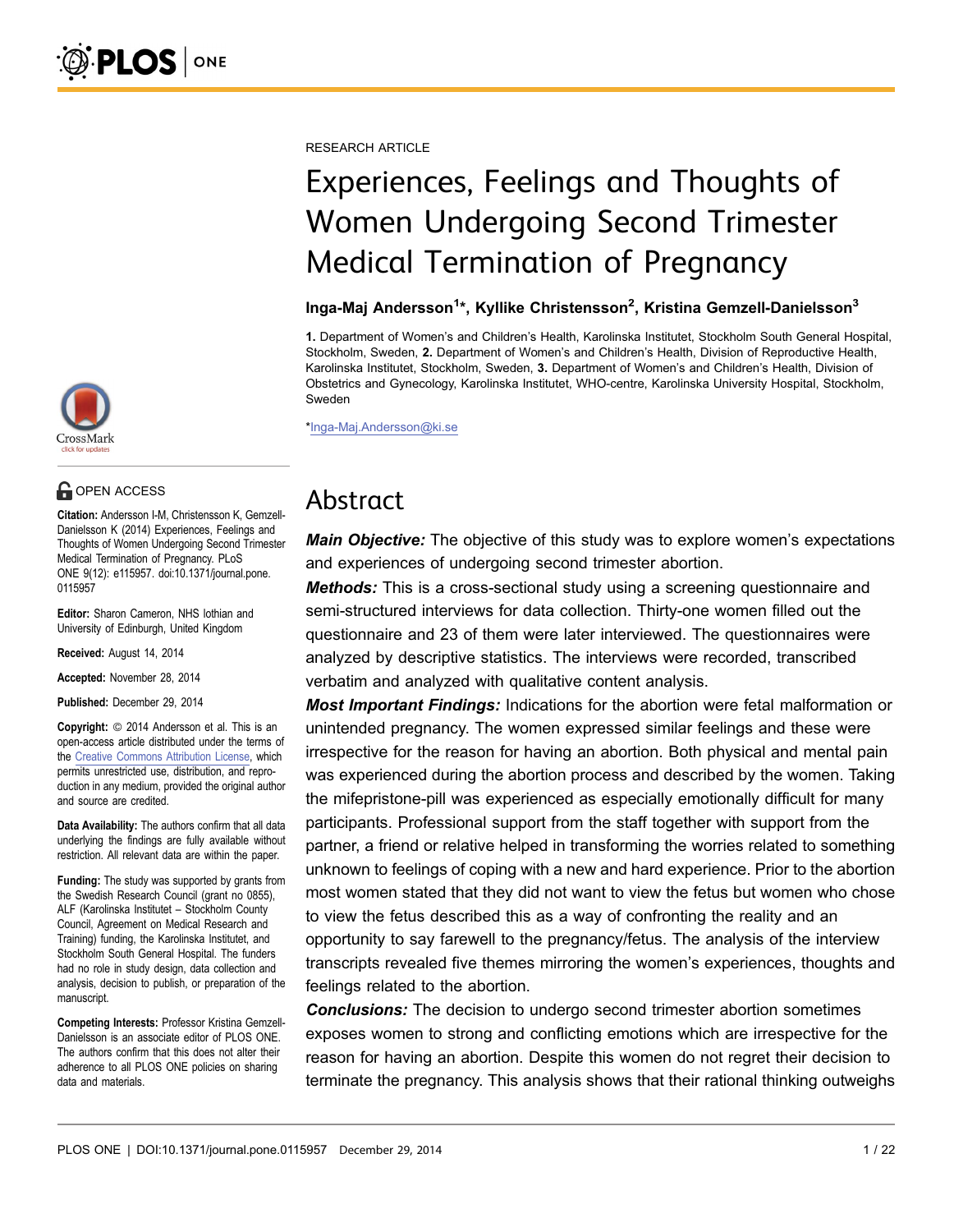RESEARCH ARTICLE

# Experiences, Feelings and Thoughts of Women Undergoing Second Trimester Medical Termination of Pregnancy

**Inga-Maj Andersson[1]*, Kyllike Christensson[2], Kristina Gemzell-Danielsson[3]**

**1.** Department of Women's and Children's Health, Karolinska Institutet, Stockholm South General Hospital, Stockholm, Sweden, **2.** Department of Women's and Children's Health, Division of Reproductive Health, Karolinska Institutet, Stockholm, Sweden, **3.** Department of Women's and Children's Health, Division of Obstetrics and Gynecology, Karolinska Institutet, WHO-centre, Karolinska University Hospital, Stockholm, Sweden

*Inga-Maj.Andersson@ki.se

OPEN ACCESS

**Citation:** Andersson I-M, Christensson K, Gemzell-Danielsson K (2014) Experiences, Feelings and Thoughts of Women Undergoing Second Trimester Medical Termination of Pregnancy. PLoS ONE 9(12): e115957. doi:10.1371/journal.pone.0115957

**Editor:** Sharon Cameron, NHS lothian and University of Edinburgh, United Kingdom

**Received:** August 14, 2014

**Accepted:** November 28, 2014

**Published:** December 29, 2014

**Copyright:** © 2014 Andersson et al. This is an open-access article distributed under the terms of the Creative Commons Attribution License, which permits unrestricted use, distribution, and reproduction in any medium, provided the original author and source are credited.

**Data Availability:** The authors confirm that all data underlying the findings are fully available without restriction. All relevant data are within the paper.

**Funding:** The study was supported by grants from the Swedish Research Council (grant no 0855), ALF (Karolinska Institutet – Stockholm County Council, Agreement on Medical Research and Training) funding, the Karolinska Institutet, and Stockholm South General Hospital. The funders had no role in study design, data collection and analysis, decision to publish, or preparation of the manuscript.

**Competing Interests:** Professor Kristina Gemzell-Danielsson is an associate editor of PLOS ONE. The authors confirm that this does not alter their adherence to all PLOS ONE policies on sharing data and materials.

## Abstract

***Main Objective:*** The objective of this study was to explore women's expectations and experiences of undergoing second trimester abortion.

***Methods:*** This is a cross-sectional study using a screening questionnaire and semi-structured interviews for data collection. Thirty-one women filled out the questionnaire and 23 of them were later interviewed. The questionnaires were analyzed by descriptive statistics. The interviews were recorded, transcribed verbatim and analyzed with qualitative content analysis.

***Most Important Findings:*** Indications for the abortion were fetal malformation or unintended pregnancy. The women expressed similar feelings and these were irrespective for the reason for having an abortion. Both physical and mental pain was experienced during the abortion process and described by the women. Taking the mifepristone-pill was experienced as especially emotionally difficult for many participants. Professional support from the staff together with support from the partner, a friend or relative helped in transforming the worries related to something unknown to feelings of coping with a new and hard experience. Prior to the abortion most women stated that they did not want to view the fetus but women who chose to view the fetus described this as a way of confronting the reality and an opportunity to say farewell to the pregnancy/fetus. The analysis of the interview transcripts revealed five themes mirroring the women's experiences, thoughts and feelings related to the abortion.

***Conclusions:*** The decision to undergo second trimester abortion sometimes exposes women to strong and conflicting emotions which are irrespective for the reason for having an abortion. Despite this women do not regret their decision to terminate the pregnancy. This analysis shows that their rational thinking outweighs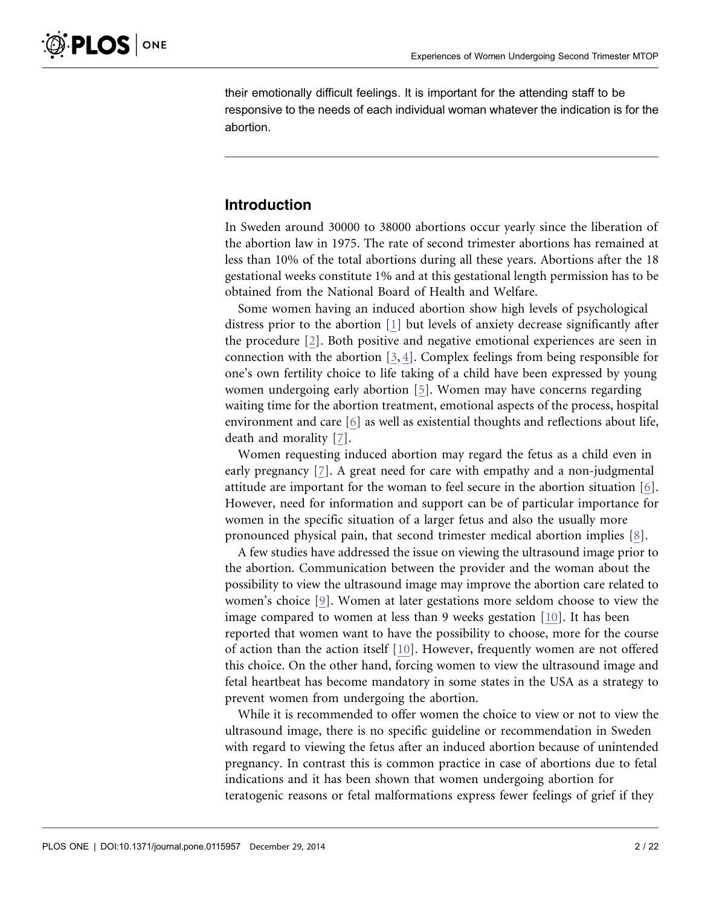their emotionally difficult feelings. It is important for the attending staff to be responsive to the needs of each individual woman whatever the indication is for the abortion.

## Introduction

In Sweden around 30000 to 38000 abortions occur yearly since the liberation of the abortion law in 1975. The rate of second trimester abortions has remained at less than 10% of the total abortions during all these years. Abortions after the 18 gestational weeks constitute 1% and at this gestational length permission has to be obtained from the National Board of Health and Welfare.

Some women having an induced abortion show high levels of psychological distress prior to the abortion [1] but levels of anxiety decrease significantly after the procedure [2]. Both positive and negative emotional experiences are seen in connection with the abortion [3, 4]. Complex feelings from being responsible for one's own fertility choice to life taking of a child have been expressed by young women undergoing early abortion [5]. Women may have concerns regarding waiting time for the abortion treatment, emotional aspects of the process, hospital environment and care [6] as well as existential thoughts and reflections about life, death and morality [7].

Women requesting induced abortion may regard the fetus as a child even in early pregnancy [7]. A great need for care with empathy and a non-judgmental attitude are important for the woman to feel secure in the abortion situation [6]. However, need for information and support can be of particular importance for women in the specific situation of a larger fetus and also the usually more pronounced physical pain, that second trimester medical abortion implies [8].

A few studies have addressed the issue on viewing the ultrasound image prior to the abortion. Communication between the provider and the woman about the possibility to view the ultrasound image may improve the abortion care related to women's choice [9]. Women at later gestations more seldom choose to view the image compared to women at less than 9 weeks gestation [10]. It has been reported that women want to have the possibility to choose, more for the course of action than the action itself [10]. However, frequently women are not offered this choice. On the other hand, forcing women to view the ultrasound image and fetal heartbeat has become mandatory in some states in the USA as a strategy to prevent women from undergoing the abortion.

While it is recommended to offer women the choice to view or not to view the ultrasound image, there is no specific guideline or recommendation in Sweden with regard to viewing the fetus after an induced abortion because of unintended pregnancy. In contrast this is common practice in case of abortions due to fetal indications and it has been shown that women undergoing abortion for teratogenic reasons or fetal malformations express fewer feelings of grief if they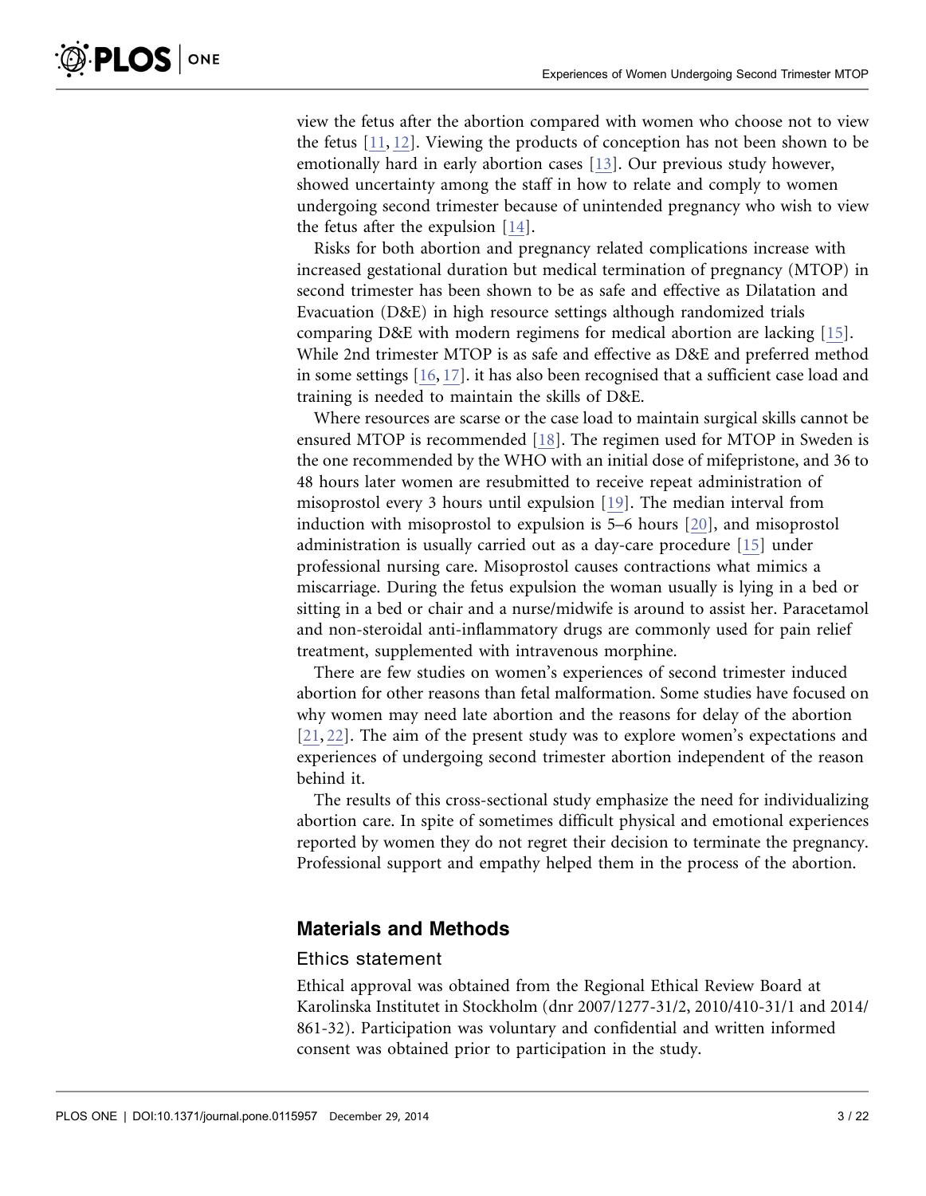view the fetus after the abortion compared with women who choose not to view the fetus [11, 12]. Viewing the products of conception has not been shown to be emotionally hard in early abortion cases [13]. Our previous study however, showed uncertainty among the staff in how to relate and comply to women undergoing second trimester because of unintended pregnancy who wish to view the fetus after the expulsion [14].

Risks for both abortion and pregnancy related complications increase with increased gestational duration but medical termination of pregnancy (MTOP) in second trimester has been shown to be as safe and effective as Dilatation and Evacuation (D&E) in high resource settings although randomized trials comparing D&E with modern regimens for medical abortion are lacking [15]. While 2nd trimester MTOP is as safe and effective as D&E and preferred method in some settings [16, 17]. it has also been recognised that a sufficient case load and training is needed to maintain the skills of D&E.

Where resources are scarse or the case load to maintain surgical skills cannot be ensured MTOP is recommended [18]. The regimen used for MTOP in Sweden is the one recommended by the WHO with an initial dose of mifepristone, and 36 to 48 hours later women are resubmitted to receive repeat administration of misoprostol every 3 hours until expulsion [19]. The median interval from induction with misoprostol to expulsion is 5–6 hours [20], and misoprostol administration is usually carried out as a day-care procedure [15] under professional nursing care. Misoprostol causes contractions what mimics a miscarriage. During the fetus expulsion the woman usually is lying in a bed or sitting in a bed or chair and a nurse/midwife is around to assist her. Paracetamol and non-steroidal anti-inflammatory drugs are commonly used for pain relief treatment, supplemented with intravenous morphine.

There are few studies on women's experiences of second trimester induced abortion for other reasons than fetal malformation. Some studies have focused on why women may need late abortion and the reasons for delay of the abortion [21, 22]. The aim of the present study was to explore women's expectations and experiences of undergoing second trimester abortion independent of the reason behind it.

The results of this cross-sectional study emphasize the need for individualizing abortion care. In spite of sometimes difficult physical and emotional experiences reported by women they do not regret their decision to terminate the pregnancy. Professional support and empathy helped them in the process of the abortion.

## Materials and Methods

### Ethics statement

Ethical approval was obtained from the Regional Ethical Review Board at Karolinska Institutet in Stockholm (dnr 2007/1277-31/2, 2010/410-31/1 and 2014/861-32). Participation was voluntary and confidential and written informed consent was obtained prior to participation in the study.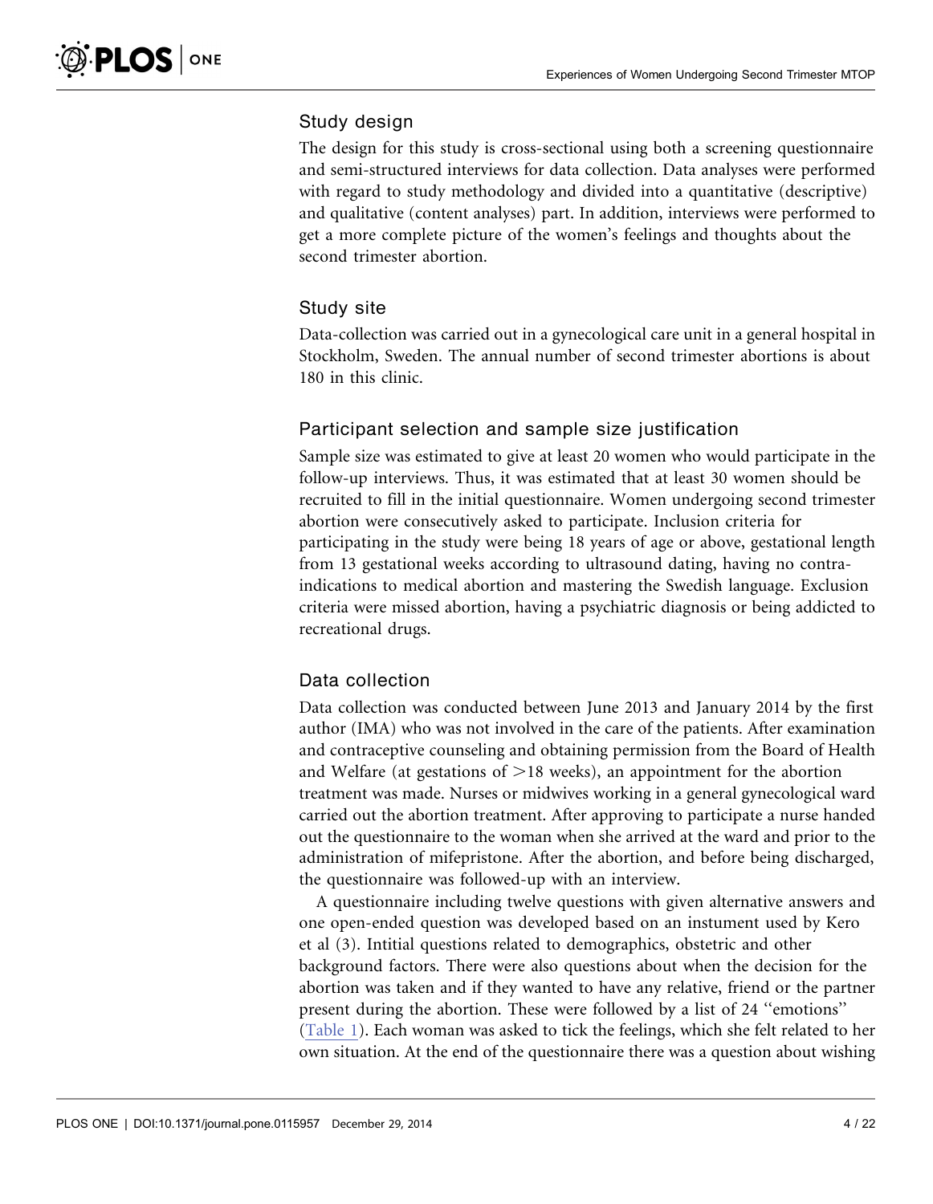## Study design

The design for this study is cross-sectional using both a screening questionnaire and semi-structured interviews for data collection. Data analyses were performed with regard to study methodology and divided into a quantitative (descriptive) and qualitative (content analyses) part. In addition, interviews were performed to get a more complete picture of the women's feelings and thoughts about the second trimester abortion.

## Study site

Data-collection was carried out in a gynecological care unit in a general hospital in Stockholm, Sweden. The annual number of second trimester abortions is about 180 in this clinic.

## Participant selection and sample size justification

Sample size was estimated to give at least 20 women who would participate in the follow-up interviews. Thus, it was estimated that at least 30 women should be recruited to fill in the initial questionnaire. Women undergoing second trimester abortion were consecutively asked to participate. Inclusion criteria for participating in the study were being 18 years of age or above, gestational length from 13 gestational weeks according to ultrasound dating, having no contra-indications to medical abortion and mastering the Swedish language. Exclusion criteria were missed abortion, having a psychiatric diagnosis or being addicted to recreational drugs.

## Data collection

Data collection was conducted between June 2013 and January 2014 by the first author (IMA) who was not involved in the care of the patients. After examination and contraceptive counseling and obtaining permission from the Board of Health and Welfare (at gestations of >18 weeks), an appointment for the abortion treatment was made. Nurses or midwives working in a general gynecological ward carried out the abortion treatment. After approving to participate a nurse handed out the questionnaire to the woman when she arrived at the ward and prior to the administration of mifepristone. After the abortion, and before being discharged, the questionnaire was followed-up with an interview.

A questionnaire including twelve questions with given alternative answers and one open-ended question was developed based on an instument used by Kero et al (3). Intitial questions related to demographics, obstetric and other background factors. There were also questions about when the decision for the abortion was taken and if they wanted to have any relative, friend or the partner present during the abortion. These were followed by a list of 24 ''emotions'' (Table 1). Each woman was asked to tick the feelings, which she felt related to her own situation. At the end of the questionnaire there was a question about wishing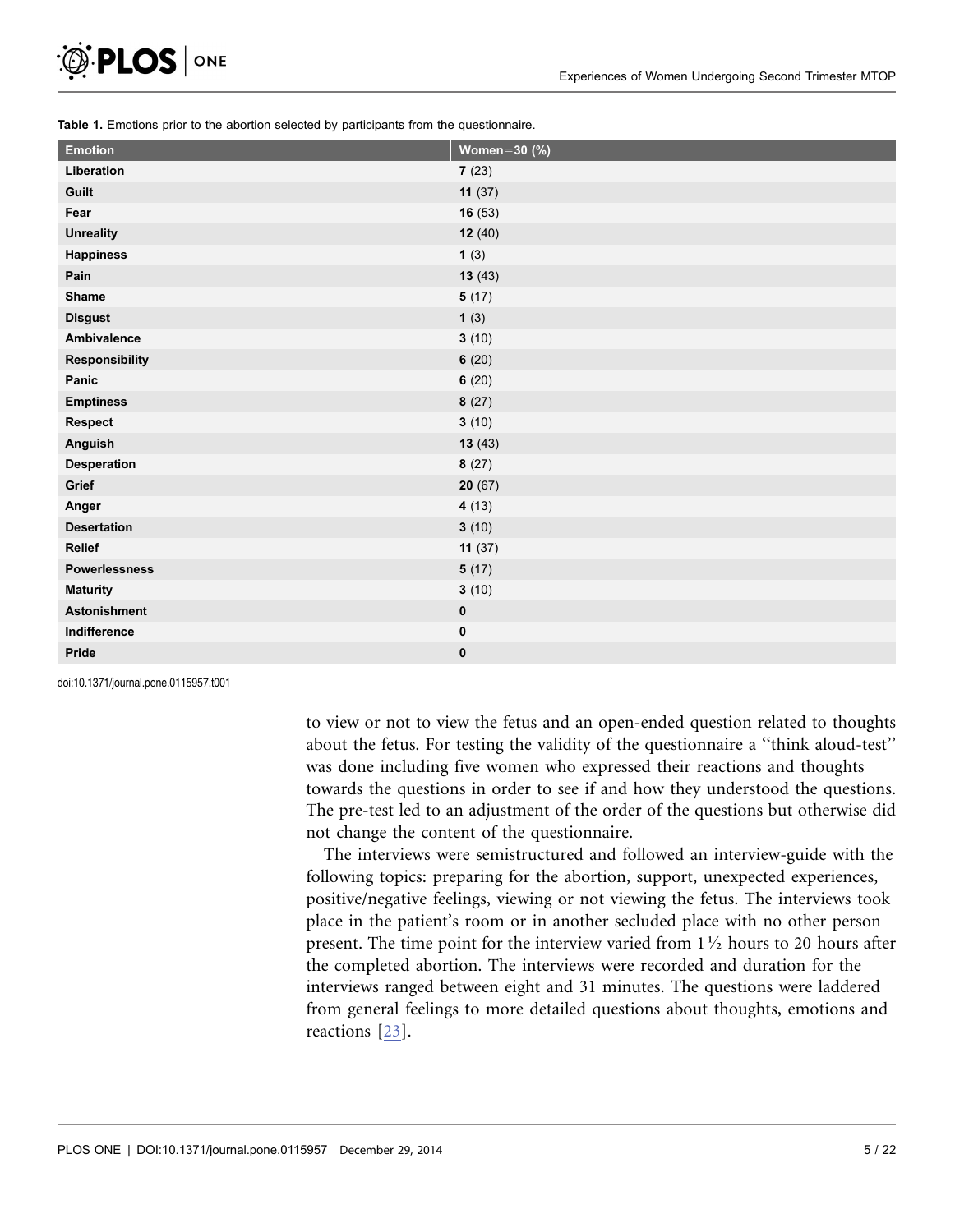**Table 1.** Emotions prior to the abortion selected by participants from the questionnaire.

| Emotion | Women=30 (%) |
|---|---|
| Liberation | **7** (23) |
| Guilt | **11** (37) |
| Fear | **16** (53) |
| Unreality | **12** (40) |
| Happiness | **1** (3) |
| Pain | **13** (43) |
| Shame | **5** (17) |
| Disgust | **1** (3) |
| Ambivalence | **3** (10) |
| Responsibility | **6** (20) |
| Panic | **6** (20) |
| Emptiness | **8** (27) |
| Respect | **3** (10) |
| Anguish | **13** (43) |
| Desperation | **8** (27) |
| Grief | **20** (67) |
| Anger | **4** (13) |
| Desertation | **3** (10) |
| Relief | **11** (37) |
| Powerlessness | **5** (17) |
| Maturity | **3** (10) |
| Astonishment | **0** |
| Indifference | **0** |
| Pride | **0** |

doi:10.1371/journal.pone.0115957.t001

to view or not to view the fetus and an open-ended question related to thoughts about the fetus. For testing the validity of the questionnaire a ''think aloud-test'' was done including five women who expressed their reactions and thoughts towards the questions in order to see if and how they understood the questions. The pre-test led to an adjustment of the order of the questions but otherwise did not change the content of the questionnaire.

The interviews were semistructured and followed an interview-guide with the following topics: preparing for the abortion, support, unexpected experiences, positive/negative feelings, viewing or not viewing the fetus. The interviews took place in the patient's room or in another secluded place with no other person present. The time point for the interview varied from 1½ hours to 20 hours after the completed abortion. The interviews were recorded and duration for the interviews ranged between eight and 31 minutes. The questions were laddered from general feelings to more detailed questions about thoughts, emotions and reactions [23].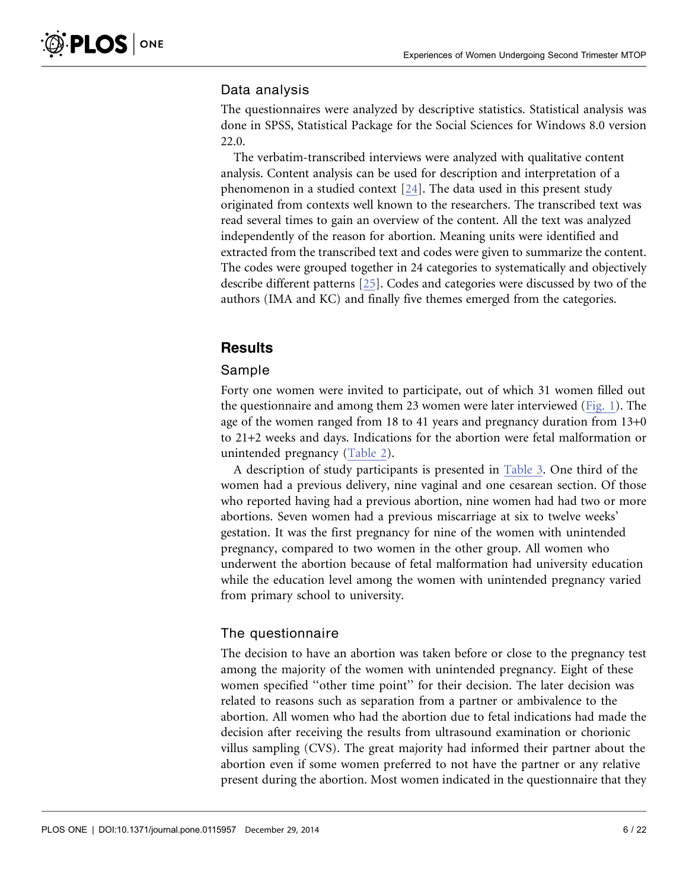### Data analysis

The questionnaires were analyzed by descriptive statistics. Statistical analysis was done in SPSS, Statistical Package for the Social Sciences for Windows 8.0 version 22.0.

The verbatim-transcribed interviews were analyzed with qualitative content analysis. Content analysis can be used for description and interpretation of a phenomenon in a studied context [24]. The data used in this present study originated from contexts well known to the researchers. The transcribed text was read several times to gain an overview of the content. All the text was analyzed independently of the reason for abortion. Meaning units were identified and extracted from the transcribed text and codes were given to summarize the content. The codes were grouped together in 24 categories to systematically and objectively describe different patterns [25]. Codes and categories were discussed by two of the authors (IMA and KC) and finally five themes emerged from the categories.

## Results

### Sample

Forty one women were invited to participate, out of which 31 women filled out the questionnaire and among them 23 women were later interviewed (Fig. 1). The age of the women ranged from 18 to 41 years and pregnancy duration from 13+0 to 21+2 weeks and days. Indications for the abortion were fetal malformation or unintended pregnancy (Table 2).

A description of study participants is presented in Table 3. One third of the women had a previous delivery, nine vaginal and one cesarean section. Of those who reported having had a previous abortion, nine women had had two or more abortions. Seven women had a previous miscarriage at six to twelve weeks' gestation. It was the first pregnancy for nine of the women with unintended pregnancy, compared to two women in the other group. All women who underwent the abortion because of fetal malformation had university education while the education level among the women with unintended pregnancy varied from primary school to university.

### The questionnaire

The decision to have an abortion was taken before or close to the pregnancy test among the majority of the women with unintended pregnancy. Eight of these women specified "other time point" for their decision. The later decision was related to reasons such as separation from a partner or ambivalence to the abortion. All women who had the abortion due to fetal indications had made the decision after receiving the results from ultrasound examination or chorionic villus sampling (CVS). The great majority had informed their partner about the abortion even if some women preferred to not have the partner or any relative present during the abortion. Most women indicated in the questionnaire that they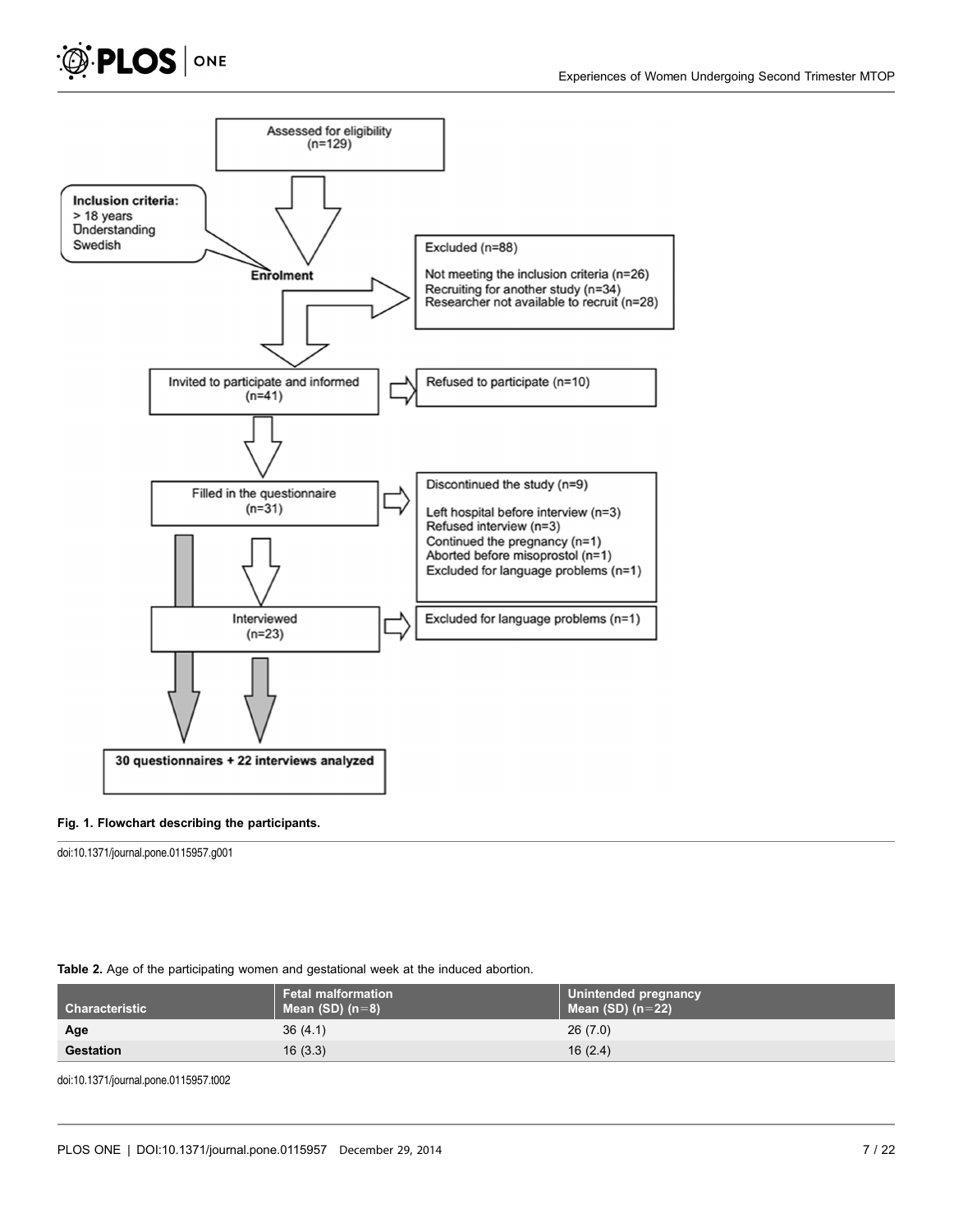Assessed for eligibility (n=129)

Inclusion criteria:
> 18 years
Understanding Swedish

Enrolment

Excluded (n=88)

Not meeting the inclusion criteria (n=26)
Recruiting for another study (n=34)
Researcher not available to recruit (n=28)

Invited to participate and informed (n=41)

Refused to participate (n=10)

Filled in the questionnaire (n=31)

Discontinued the study (n=9)

Left hospital before interview (n=3)
Refused interview (n=3)
Continued the pregnancy (n=1)
Aborted before misoprostol (n=1)
Excluded for language problems (n=1)

Interviewed (n=23)

Excluded for language problems (n=1)

30 questionnaires + 22 interviews analyzed

**Fig. 1. Flowchart describing the participants.**

doi:10.1371/journal.pone.0115957.g001

**Table 2.** Age of the participating women and gestational week at the induced abortion.

| Characteristic | Fetal malformation Mean (SD) (n=8) | Unintended pregnancy Mean (SD) (n=22) |
|---|---|---|
| **Age** | 36 (4.1) | 26 (7.0) |
| **Gestation** | 16 (3.3) | 16 (2.4) |

doi:10.1371/journal.pone.0115957.t002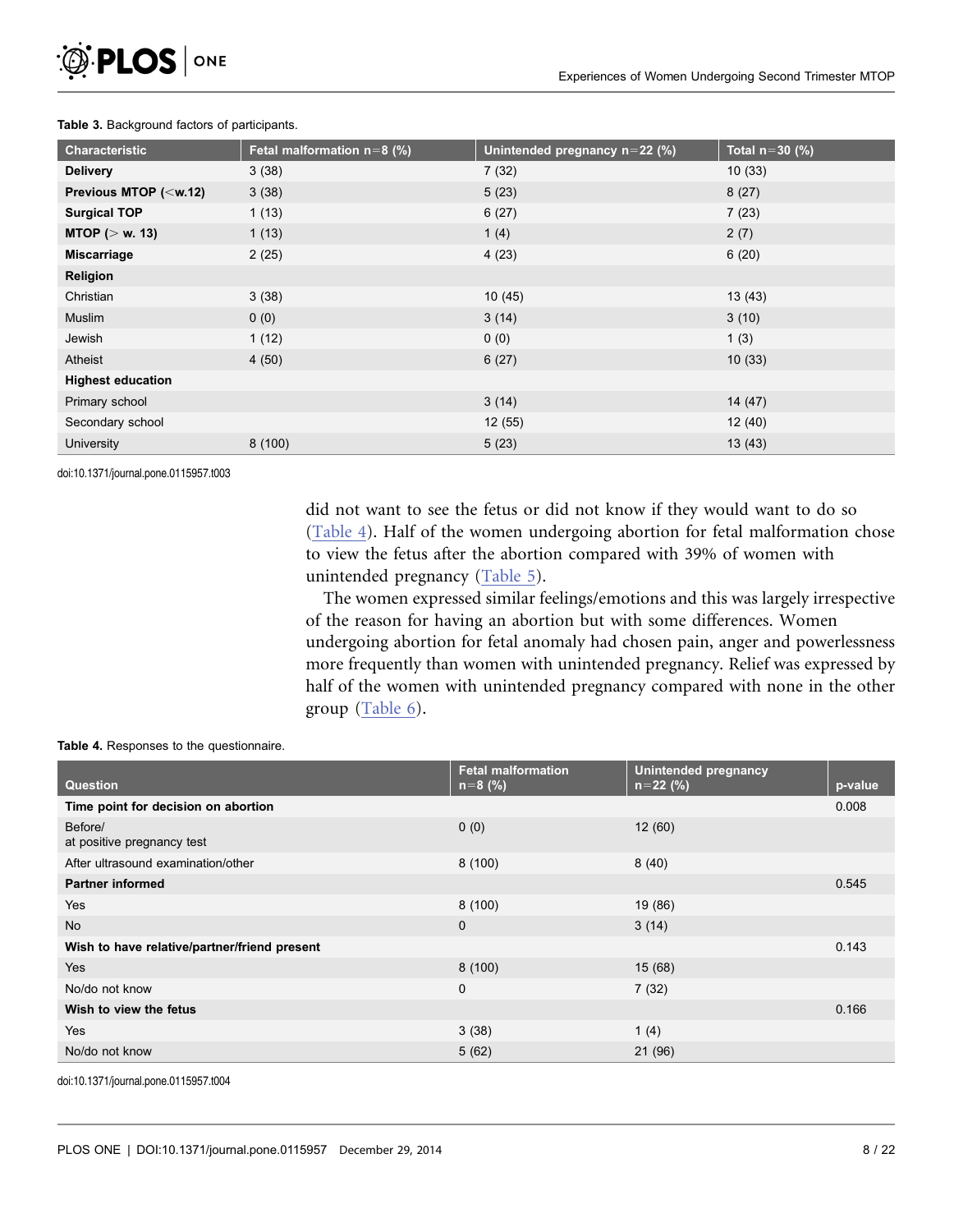**Table 3.** Background factors of participants.

| Characteristic | Fetal malformation n=8 (%) | Unintended pregnancy n=22 (%) | Total n=30 (%) |
|---|---|---|---|
| **Delivery** | 3 (38) | 7 (32) | 10 (33) |
| **Previous MTOP (<w.12)** | 3 (38) | 5 (23) | 8 (27) |
| **Surgical TOP** | 1 (13) | 6 (27) | 7 (23) |
| **MTOP (> w. 13)** | 1 (13) | 1 (4) | 2 (7) |
| **Miscarriage** | 2 (25) | 4 (23) | 6 (20) |
| **Religion** | | | |
| Christian | 3 (38) | 10 (45) | 13 (43) |
| Muslim | 0 (0) | 3 (14) | 3 (10) |
| Jewish | 1 (12) | 0 (0) | 1 (3) |
| Atheist | 4 (50) | 6 (27) | 10 (33) |
| **Highest education** | | | |
| Primary school | | 3 (14) | 14 (47) |
| Secondary school | | 12 (55) | 12 (40) |
| University | 8 (100) | 5 (23) | 13 (43) |

doi:10.1371/journal.pone.0115957.t003

did not want to see the fetus or did not know if they would want to do so (Table 4). Half of the women undergoing abortion for fetal malformation chose to view the fetus after the abortion compared with 39% of women with unintended pregnancy (Table 5).

The women expressed similar feelings/emotions and this was largely irrespective of the reason for having an abortion but with some differences. Women undergoing abortion for fetal anomaly had chosen pain, anger and powerlessness more frequently than women with unintended pregnancy. Relief was expressed by half of the women with unintended pregnancy compared with none in the other group (Table 6).

**Table 4.** Responses to the questionnaire.

| Question | Fetal malformation n=8 (%) | Unintended pregnancy n=22 (%) | p-value |
|---|---|---|---|
| **Time point for decision on abortion** | | | 0.008 |
| Before/ at positive pregnancy test | 0 (0) | 12 (60) | |
| After ultrasound examination/other | 8 (100) | 8 (40) | |
| **Partner informed** | | | 0.545 |
| Yes | 8 (100) | 19 (86) | |
| No | 0 | 3 (14) | |
| **Wish to have relative/partner/friend present** | | | 0.143 |
| Yes | 8 (100) | 15 (68) | |
| No/do not know | 0 | 7 (32) | |
| **Wish to view the fetus** | | | 0.166 |
| Yes | 3 (38) | 1 (4) | |
| No/do not know | 5 (62) | 21 (96) | |

doi:10.1371/journal.pone.0115957.t004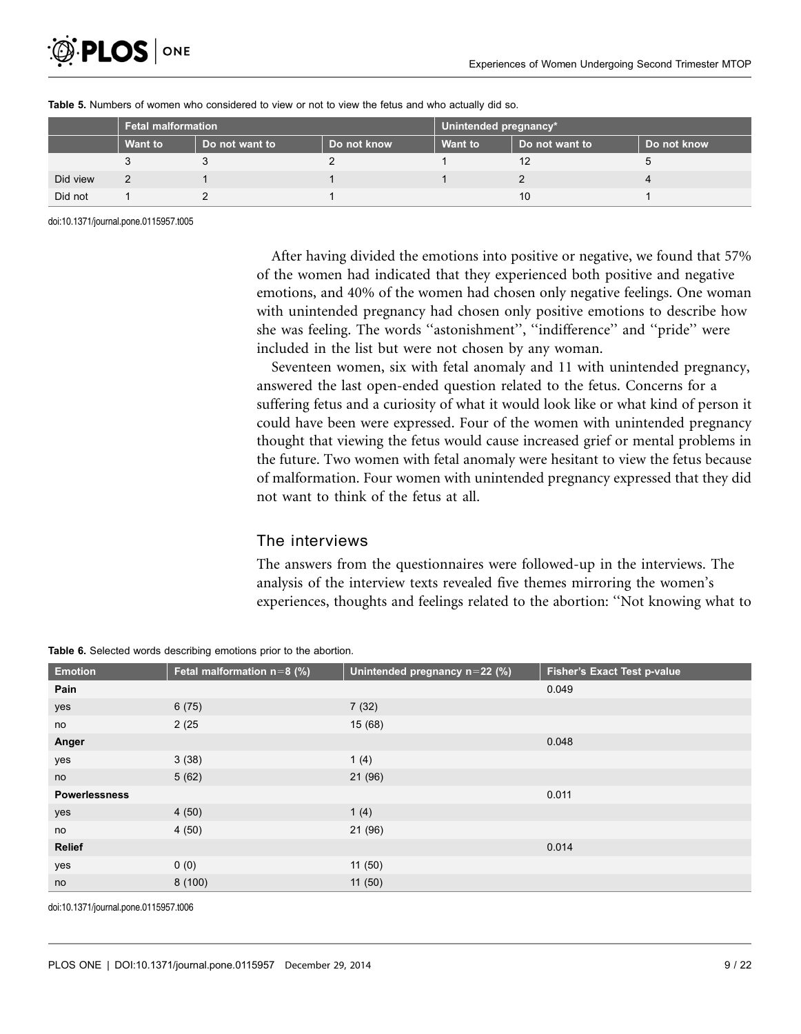**Table 5.** Numbers of women who considered to view or not to view the fetus and who actually did so.

| | Fetal malformation | | | Unintended pregnancy* | | |
|---|---|---|---|---|---|---|
| | Want to | Do not want to | Do not know | Want to | Do not want to | Do not know |
| | 3 | 3 | 2 | 1 | 12 | 5 |
| Did view | 2 | 1 | 1 | 1 | 2 | 4 |
| Did not | 1 | 2 | 1 | | 10 | 1 |

doi:10.1371/journal.pone.0115957.t005

After having divided the emotions into positive or negative, we found that 57% of the women had indicated that they experienced both positive and negative emotions, and 40% of the women had chosen only negative feelings. One woman with unintended pregnancy had chosen only positive emotions to describe how she was feeling. The words ''astonishment'', ''indifference'' and ''pride'' were included in the list but were not chosen by any woman.

Seventeen women, six with fetal anomaly and 11 with unintended pregnancy, answered the last open-ended question related to the fetus. Concerns for a suffering fetus and a curiosity of what it would look like or what kind of person it could have been were expressed. Four of the women with unintended pregnancy thought that viewing the fetus would cause increased grief or mental problems in the future. Two women with fetal anomaly were hesitant to view the fetus because of malformation. Four women with unintended pregnancy expressed that they did not want to think of the fetus at all.

## The interviews

The answers from the questionnaires were followed-up in the interviews. The analysis of the interview texts revealed five themes mirroring the women's experiences, thoughts and feelings related to the abortion: ''Not knowing what to

**Table 6.** Selected words describing emotions prior to the abortion.

| Emotion | Fetal malformation n=8 (%) | Unintended pregnancy n=22 (%) | Fisher's Exact Test p-value |
|---|---|---|---|
| **Pain** | | | 0.049 |
| yes | 6 (75) | 7 (32) | |
| no | 2 (25 | 15 (68) | |
| **Anger** | | | 0.048 |
| yes | 3 (38) | 1 (4) | |
| no | 5 (62) | 21 (96) | |
| **Powerlessness** | | | 0.011 |
| yes | 4 (50) | 1 (4) | |
| no | 4 (50) | 21 (96) | |
| **Relief** | | | 0.014 |
| yes | 0 (0) | 11 (50) | |
| no | 8 (100) | 11 (50) | |

doi:10.1371/journal.pone.0115957.t006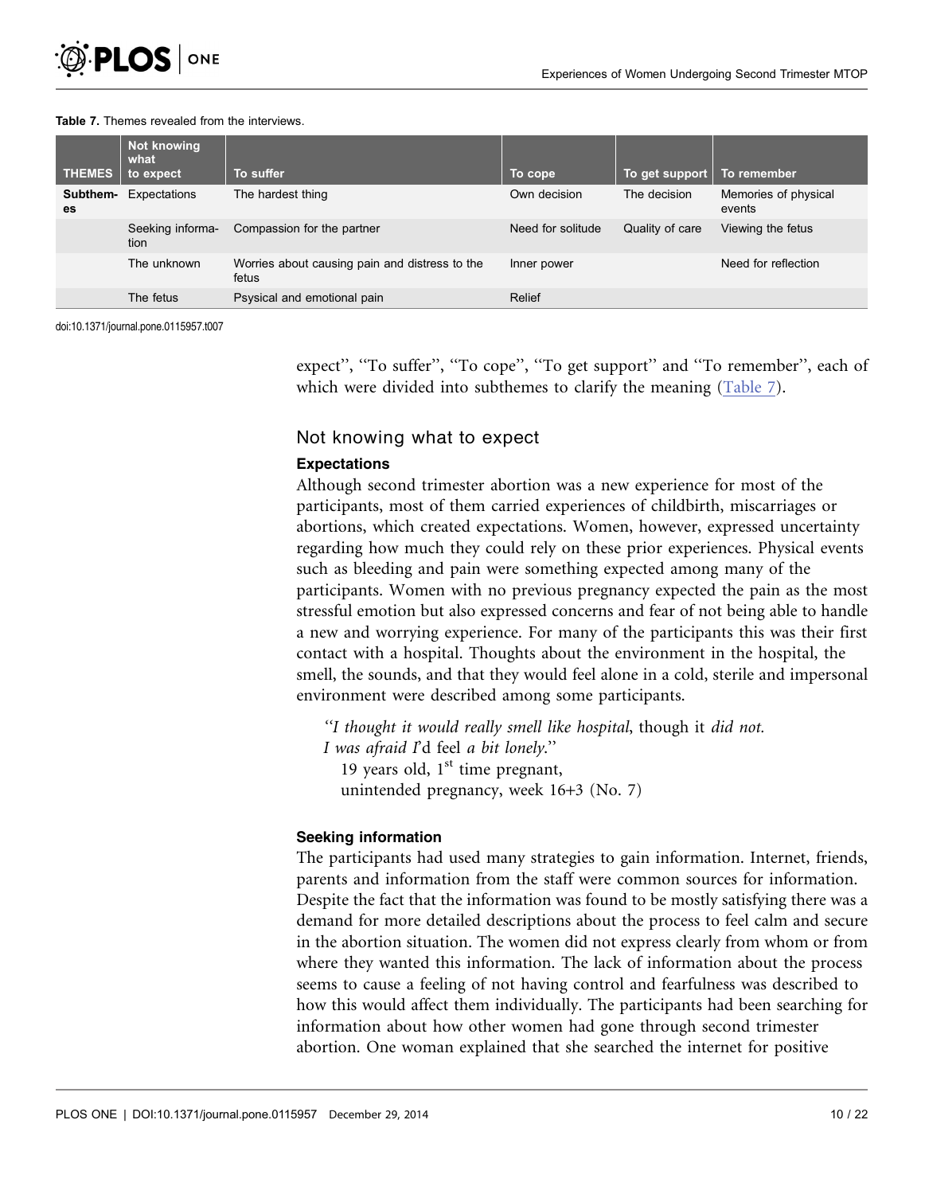**Table 7.** Themes revealed from the interviews.

| THEMES | Not knowing what to expect | To suffer | To cope | To get support | To remember |
|---|---|---|---|---|---|
| Subthemes | Expectations | The hardest thing | Own decision | The decision | Memories of physical events |
| | Seeking information | Compassion for the partner | Need for solitude | Quality of care | Viewing the fetus |
| | The unknown | Worries about causing pain and distress to the fetus | Inner power | | Need for reflection |
| | The fetus | Psysical and emotional pain | Relief | | |

doi:10.1371/journal.pone.0115957.t007

expect'', ''To suffer'', ''To cope'', ''To get support'' and ''To remember'', each of which were divided into subthemes to clarify the meaning (Table 7).

## Not knowing what to expect

### Expectations

Although second trimester abortion was a new experience for most of the participants, most of them carried experiences of childbirth, miscarriages or abortions, which created expectations. Women, however, expressed uncertainty regarding how much they could rely on these prior experiences. Physical events such as bleeding and pain were something expected among many of the participants. Women with no previous pregnancy expected the pain as the most stressful emotion but also expressed concerns and fear of not being able to handle a new and worrying experience. For many of the participants this was their first contact with a hospital. Thoughts about the environment in the hospital, the smell, the sounds, and that they would feel alone in a cold, sterile and impersonal environment were described among some participants.

> ''*I thought it would really smell like hospital*, though it *did not. I was afraid I'*d feel *a bit lonely*.''
> 19 years old, 1st time pregnant,
> unintended pregnancy, week 16+3 (No. 7)

### Seeking information

The participants had used many strategies to gain information. Internet, friends, parents and information from the staff were common sources for information. Despite the fact that the information was found to be mostly satisfying there was a demand for more detailed descriptions about the process to feel calm and secure in the abortion situation. The women did not express clearly from whom or from where they wanted this information. The lack of information about the process seems to cause a feeling of not having control and fearfulness was described to how this would affect them individually. The participants had been searching for information about how other women had gone through second trimester abortion. One woman explained that she searched the internet for positive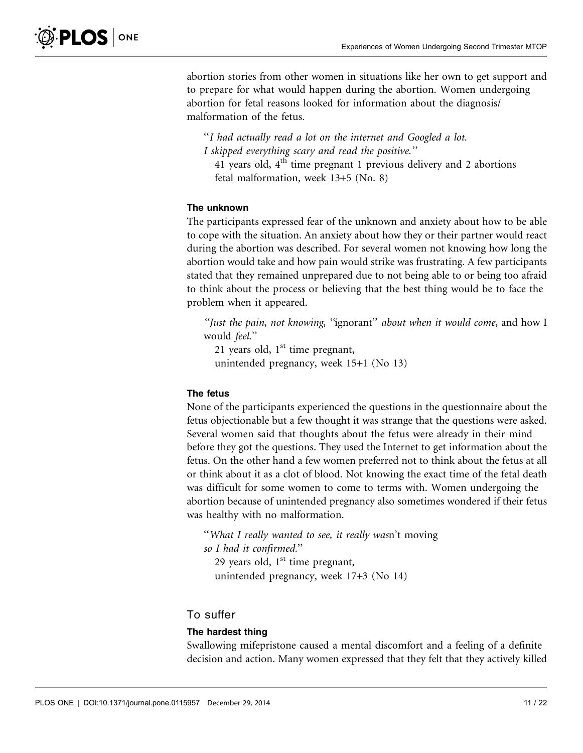abortion stories from other women in situations like her own to get support and to prepare for what would happen during the abortion. Women undergoing abortion for fetal reasons looked for information about the diagnosis/malformation of the fetus.

> "*I had actually read a lot on the internet and Googled a lot.*
> *I skipped everything scary and read the positive.*"
> 41 years old, 4th time pregnant 1 previous delivery and 2 abortions fetal malformation, week 13+5 (No. 8)

#### The unknown

The participants expressed fear of the unknown and anxiety about how to be able to cope with the situation. An anxiety about how they or their partner would react during the abortion was described. For several women not knowing how long the abortion would take and how pain would strike was frustrating. A few participants stated that they remained unprepared due to not being able to or being too afraid to think about the process or believing that the best thing would be to face the problem when it appeared.

> "*Just the pain, not knowing,* "ignorant" *about when it would come*, and how I would *feel*."
> 21 years old, 1st time pregnant,
> unintended pregnancy, week 15+1 (No 13)

#### The fetus

None of the participants experienced the questions in the questionnaire about the fetus objectionable but a few thought it was strange that the questions were asked. Several women said that thoughts about the fetus were already in their mind before they got the questions. They used the Internet to get information about the fetus. On the other hand a few women preferred not to think about the fetus at all or think about it as a clot of blood. Not knowing the exact time of the fetal death was difficult for some women to come to terms with. Women undergoing the abortion because of unintended pregnancy also sometimes wondered if their fetus was healthy with no malformation.

> "*What I really wanted to see, it really was*n't moving
> *so I had it confirmed.*"
> 29 years old, 1st time pregnant,
> unintended pregnancy, week 17+3 (No 14)

### To suffer

#### The hardest thing

Swallowing mifepristone caused a mental discomfort and a feeling of a definite decision and action. Many women expressed that they felt that they actively killed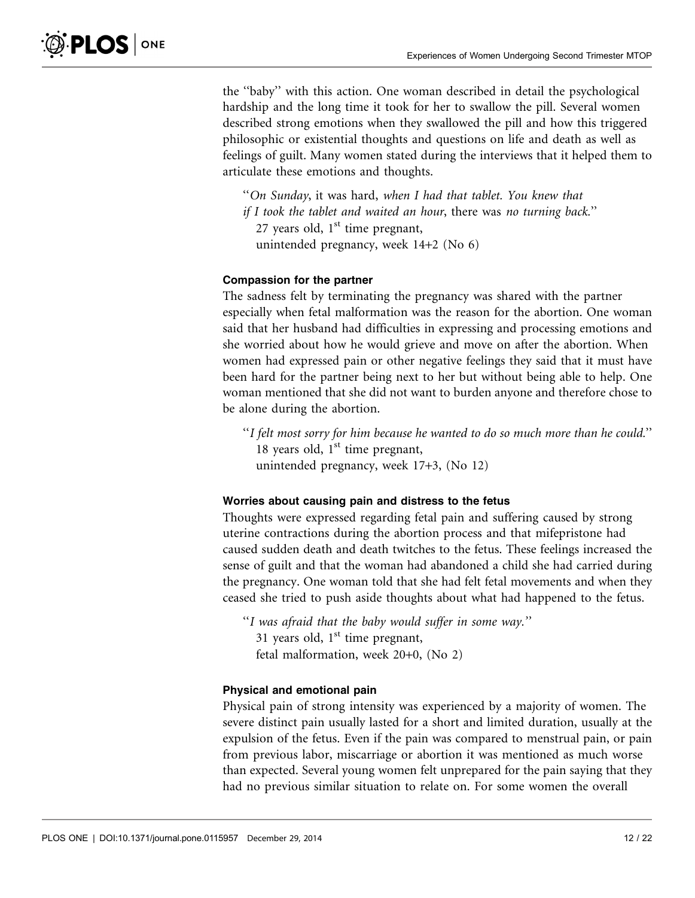the "baby" with this action. One woman described in detail the psychological hardship and the long time it took for her to swallow the pill. Several women described strong emotions when they swallowed the pill and how this triggered philosophic or existential thoughts and questions on life and death as well as feelings of guilt. Many women stated during the interviews that it helped them to articulate these emotions and thoughts.

> "*On Sunday*, it was hard, *when I had that tablet. You knew that if I took the tablet and waited an hour*, there was *no turning back*."
> 27 years old, 1st time pregnant,
> unintended pregnancy, week 14+2 (No 6)

### Compassion for the partner

The sadness felt by terminating the pregnancy was shared with the partner especially when fetal malformation was the reason for the abortion. One woman said that her husband had difficulties in expressing and processing emotions and she worried about how he would grieve and move on after the abortion. When women had expressed pain or other negative feelings they said that it must have been hard for the partner being next to her but without being able to help. One woman mentioned that she did not want to burden anyone and therefore chose to be alone during the abortion.

> "*I felt most sorry for him because he wanted to do so much more than he could.*"
> 18 years old, 1st time pregnant,
> unintended pregnancy, week 17+3, (No 12)

### Worries about causing pain and distress to the fetus

Thoughts were expressed regarding fetal pain and suffering caused by strong uterine contractions during the abortion process and that mifepristone had caused sudden death and death twitches to the fetus. These feelings increased the sense of guilt and that the woman had abandoned a child she had carried during the pregnancy. One woman told that she had felt fetal movements and when they ceased she tried to push aside thoughts about what had happened to the fetus.

> "*I was afraid that the baby would suffer in some way.*"
> 31 years old, 1st time pregnant,
> fetal malformation, week 20+0, (No 2)

### Physical and emotional pain

Physical pain of strong intensity was experienced by a majority of women. The severe distinct pain usually lasted for a short and limited duration, usually at the expulsion of the fetus. Even if the pain was compared to menstrual pain, or pain from previous labor, miscarriage or abortion it was mentioned as much worse than expected. Several young women felt unprepared for the pain saying that they had no previous similar situation to relate on. For some women the overall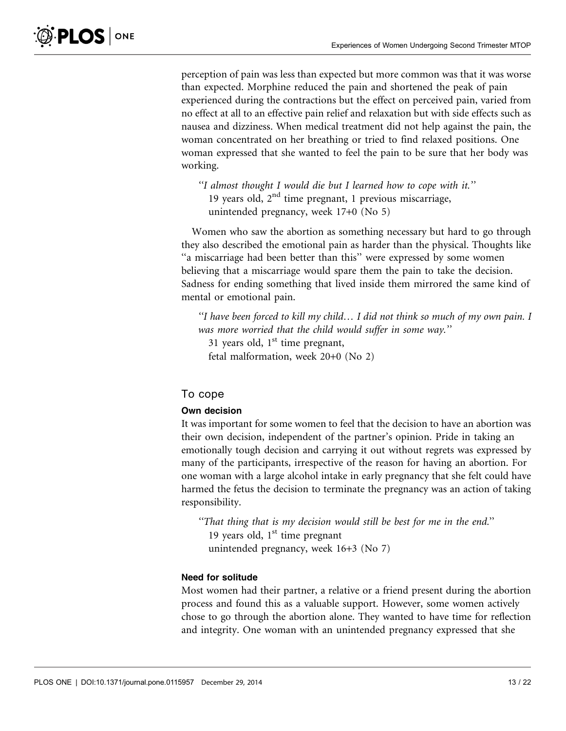perception of pain was less than expected but more common was that it was worse than expected. Morphine reduced the pain and shortened the peak of pain experienced during the contractions but the effect on perceived pain, varied from no effect at all to an effective pain relief and relaxation but with side effects such as nausea and dizziness. When medical treatment did not help against the pain, the woman concentrated on her breathing or tried to find relaxed positions. One woman expressed that she wanted to feel the pain to be sure that her body was working.

> *"I almost thought I would die but I learned how to cope with it."*
> 19 years old, 2nd time pregnant, 1 previous miscarriage,
> unintended pregnancy, week 17+0 (No 5)

Women who saw the abortion as something necessary but hard to go through they also described the emotional pain as harder than the physical. Thoughts like "a miscarriage had been better than this" were expressed by some women believing that a miscarriage would spare them the pain to take the decision. Sadness for ending something that lived inside them mirrored the same kind of mental or emotional pain.

> *"I have been forced to kill my child… I did not think so much of my own pain. I was more worried that the child would suffer in some way."*
> 31 years old, 1st time pregnant,
> fetal malformation, week 20+0 (No 2)

## To cope

### Own decision

It was important for some women to feel that the decision to have an abortion was their own decision, independent of the partner's opinion. Pride in taking an emotionally tough decision and carrying it out without regrets was expressed by many of the participants, irrespective of the reason for having an abortion. For one woman with a large alcohol intake in early pregnancy that she felt could have harmed the fetus the decision to terminate the pregnancy was an action of taking responsibility.

> *"That thing that is my decision would still be best for me in the end."*
> 19 years old, 1st time pregnant
> unintended pregnancy, week 16+3 (No 7)

### Need for solitude

Most women had their partner, a relative or a friend present during the abortion process and found this as a valuable support. However, some women actively chose to go through the abortion alone. They wanted to have time for reflection and integrity. One woman with an unintended pregnancy expressed that she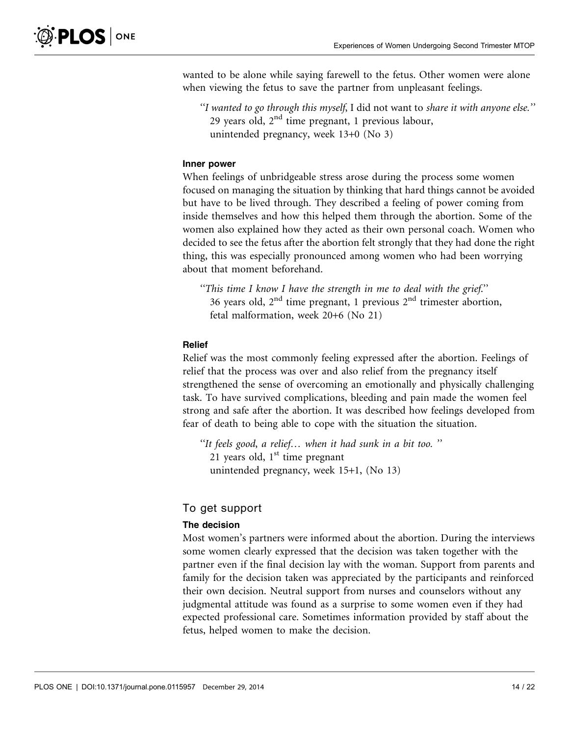wanted to be alone while saying farewell to the fetus. Other women were alone when viewing the fetus to save the partner from unpleasant feelings.

> "*I wanted to go through this myself*, I did not want to *share it with anyone else.*"
> 29 years old, 2nd time pregnant, 1 previous labour,
> unintended pregnancy, week 13+0 (No 3)

#### Inner power

When feelings of unbridgeable stress arose during the process some women focused on managing the situation by thinking that hard things cannot be avoided but have to be lived through. They described a feeling of power coming from inside themselves and how this helped them through the abortion. Some of the women also explained how they acted as their own personal coach. Women who decided to see the fetus after the abortion felt strongly that they had done the right thing, this was especially pronounced among women who had been worrying about that moment beforehand.

> "*This time I know I have the strength in me to deal with the grief.*"
> 36 years old, 2nd time pregnant, 1 previous 2nd trimester abortion,
> fetal malformation, week 20+6 (No 21)

#### Relief

Relief was the most commonly feeling expressed after the abortion. Feelings of relief that the process was over and also relief from the pregnancy itself strengthened the sense of overcoming an emotionally and physically challenging task. To have survived complications, bleeding and pain made the women feel strong and safe after the abortion. It was described how feelings developed from fear of death to being able to cope with the situation the situation.

> "*It feels good, a relief… when it had sunk in a bit too.* "
> 21 years old, 1st time pregnant
> unintended pregnancy, week 15+1, (No 13)

### To get support

#### The decision

Most women's partners were informed about the abortion. During the interviews some women clearly expressed that the decision was taken together with the partner even if the final decision lay with the woman. Support from parents and family for the decision taken was appreciated by the participants and reinforced their own decision. Neutral support from nurses and counselors without any judgmental attitude was found as a surprise to some women even if they had expected professional care. Sometimes information provided by staff about the fetus, helped women to make the decision.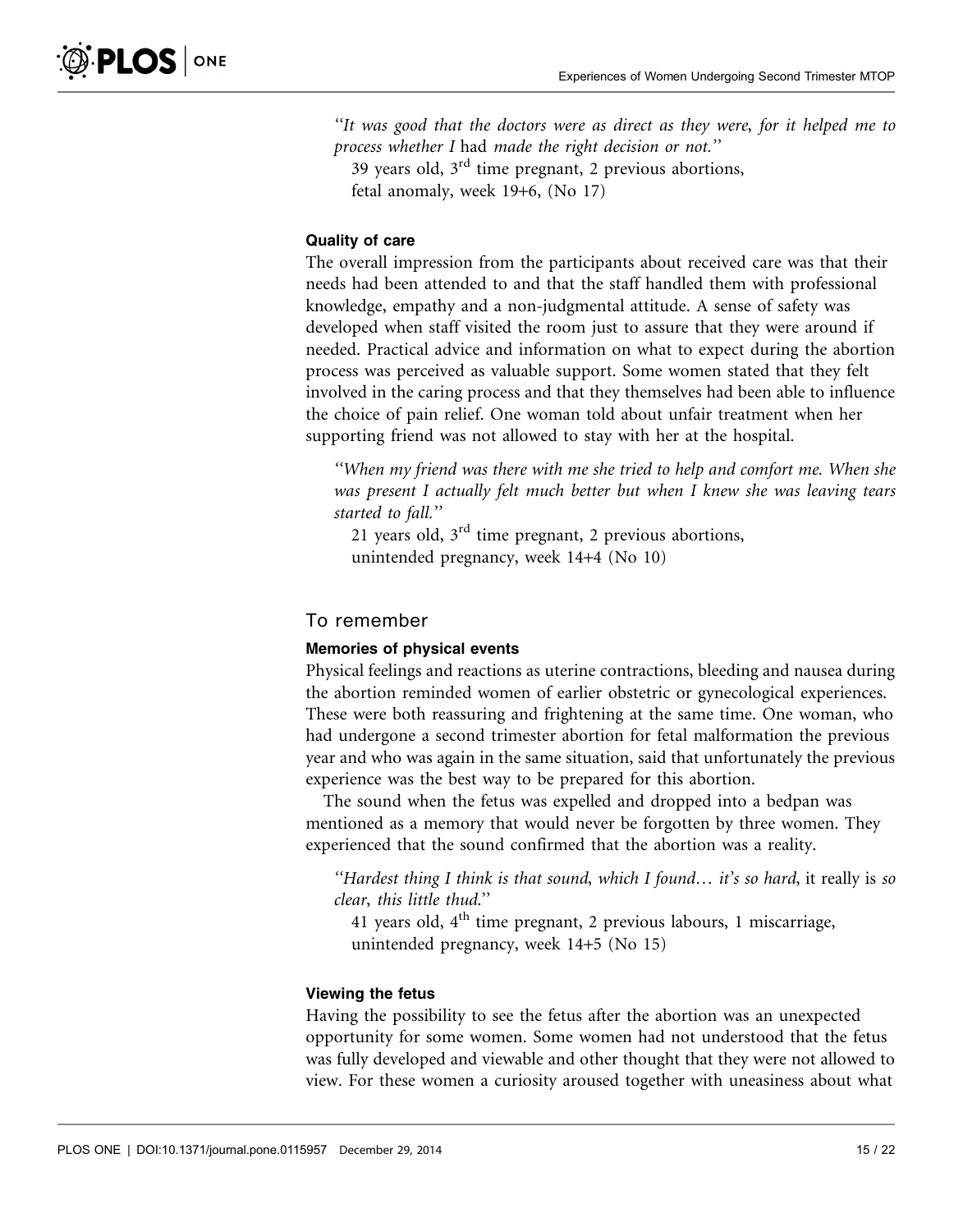*"It was good that the doctors were as direct as they were, for it helped me to process whether I* had *made the right decision or not."*
39 years old, 3rd time pregnant, 2 previous abortions,
fetal anomaly, week 19+6, (No 17)

#### Quality of care

The overall impression from the participants about received care was that their needs had been attended to and that the staff handled them with professional knowledge, empathy and a non-judgmental attitude. A sense of safety was developed when staff visited the room just to assure that they were around if needed. Practical advice and information on what to expect during the abortion process was perceived as valuable support. Some women stated that they felt involved in the caring process and that they themselves had been able to influence the choice of pain relief. One woman told about unfair treatment when her supporting friend was not allowed to stay with her at the hospital.

> *"When my friend was there with me she tried to help and comfort me. When she was present I actually felt much better but when I knew she was leaving tears started to fall."*
> 21 years old, 3rd time pregnant, 2 previous abortions,
> unintended pregnancy, week 14+4 (No 10)

### To remember

#### Memories of physical events

Physical feelings and reactions as uterine contractions, bleeding and nausea during the abortion reminded women of earlier obstetric or gynecological experiences. These were both reassuring and frightening at the same time. One woman, who had undergone a second trimester abortion for fetal malformation the previous year and who was again in the same situation, said that unfortunately the previous experience was the best way to be prepared for this abortion.

The sound when the fetus was expelled and dropped into a bedpan was mentioned as a memory that would never be forgotten by three women. They experienced that the sound confirmed that the abortion was a reality.

> *"Hardest thing I think is that sound, which I found… it's so hard,* it really is *so clear, this little thud."*
> 41 years old, 4th time pregnant, 2 previous labours, 1 miscarriage,
> unintended pregnancy, week 14+5 (No 15)

#### Viewing the fetus

Having the possibility to see the fetus after the abortion was an unexpected opportunity for some women. Some women had not understood that the fetus was fully developed and viewable and other thought that they were not allowed to view. For these women a curiosity aroused together with uneasiness about what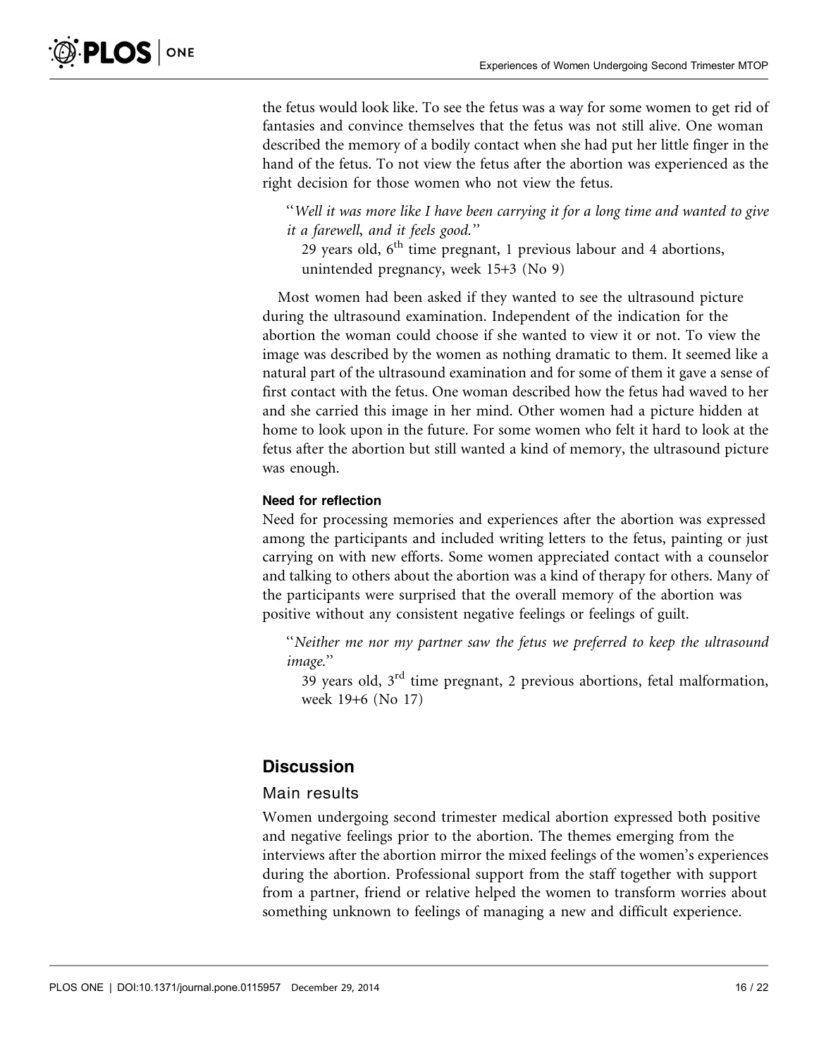the fetus would look like. To see the fetus was a way for some women to get rid of fantasies and convince themselves that the fetus was not still alive. One woman described the memory of a bodily contact when she had put her little finger in the hand of the fetus. To not view the fetus after the abortion was experienced as the right decision for those women who not view the fetus.

> "*Well it was more like I have been carrying it for a long time and wanted to give it a farewell, and it feels good.*"
>
> 29 years old, 6th time pregnant, 1 previous labour and 4 abortions, unintended pregnancy, week 15+3 (No 9)

Most women had been asked if they wanted to see the ultrasound picture during the ultrasound examination. Independent of the indication for the abortion the woman could choose if she wanted to view it or not. To view the image was described by the women as nothing dramatic to them. It seemed like a natural part of the ultrasound examination and for some of them it gave a sense of first contact with the fetus. One woman described how the fetus had waved to her and she carried this image in her mind. Other women had a picture hidden at home to look upon in the future. For some women who felt it hard to look at the fetus after the abortion but still wanted a kind of memory, the ultrasound picture was enough.

#### Need for reflection

Need for processing memories and experiences after the abortion was expressed among the participants and included writing letters to the fetus, painting or just carrying on with new efforts. Some women appreciated contact with a counselor and talking to others about the abortion was a kind of therapy for others. Many of the participants were surprised that the overall memory of the abortion was positive without any consistent negative feelings or feelings of guilt.

> "*Neither me nor my partner saw the fetus we preferred to keep the ultrasound image.*"
>
> 39 years old, 3rd time pregnant, 2 previous abortions, fetal malformation, week 19+6 (No 17)

## Discussion

### Main results

Women undergoing second trimester medical abortion expressed both positive and negative feelings prior to the abortion. The themes emerging from the interviews after the abortion mirror the mixed feelings of the women's experiences during the abortion. Professional support from the staff together with support from a partner, friend or relative helped the women to transform worries about something unknown to feelings of managing a new and difficult experience.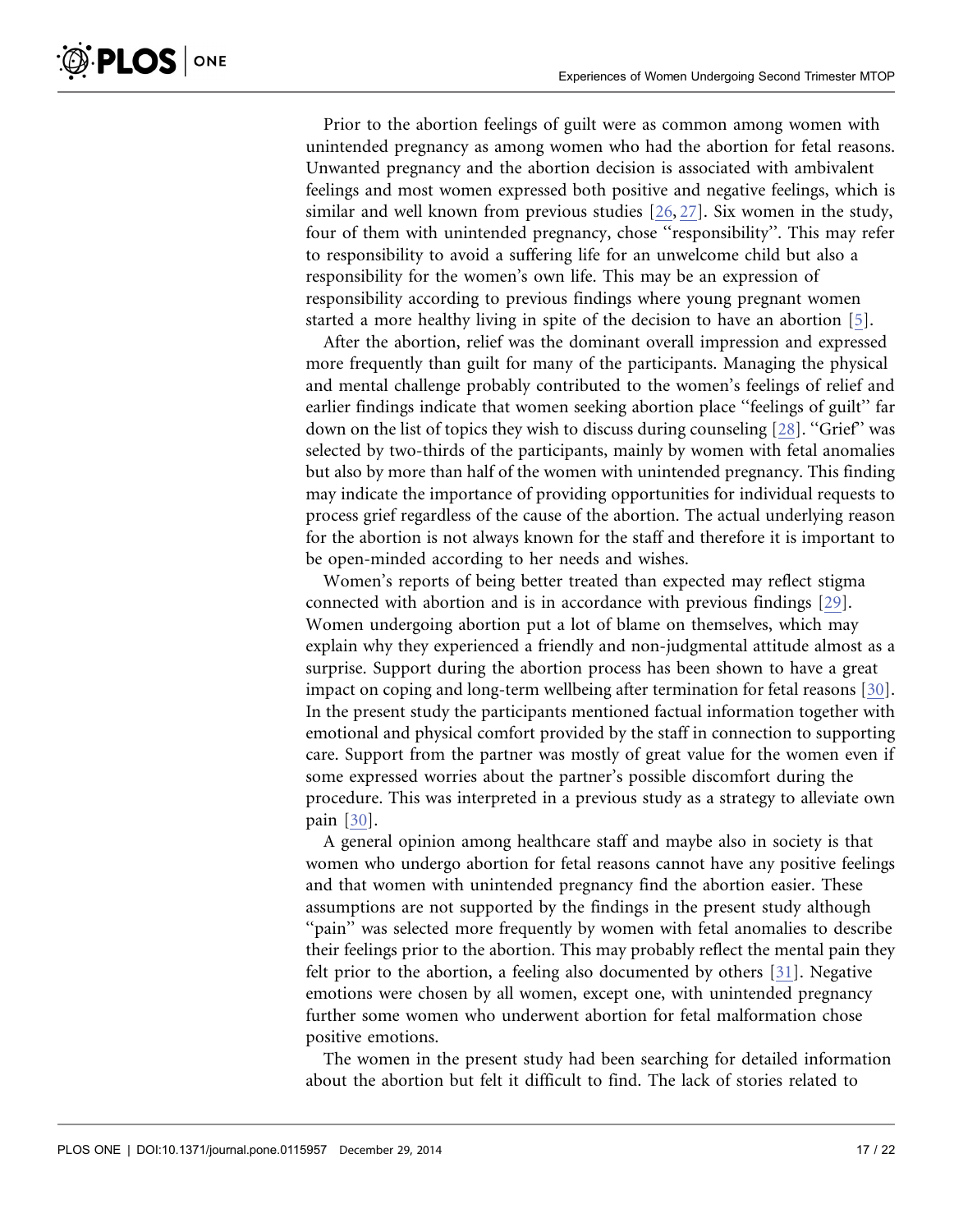Prior to the abortion feelings of guilt were as common among women with unintended pregnancy as among women who had the abortion for fetal reasons. Unwanted pregnancy and the abortion decision is associated with ambivalent feelings and most women expressed both positive and negative feelings, which is similar and well known from previous studies [26, 27]. Six women in the study, four of them with unintended pregnancy, chose "responsibility". This may refer to responsibility to avoid a suffering life for an unwelcome child but also a responsibility for the women's own life. This may be an expression of responsibility according to previous findings where young pregnant women started a more healthy living in spite of the decision to have an abortion [5].

After the abortion, relief was the dominant overall impression and expressed more frequently than guilt for many of the participants. Managing the physical and mental challenge probably contributed to the women's feelings of relief and earlier findings indicate that women seeking abortion place "feelings of guilt" far down on the list of topics they wish to discuss during counseling [28]. "Grief" was selected by two-thirds of the participants, mainly by women with fetal anomalies but also by more than half of the women with unintended pregnancy. This finding may indicate the importance of providing opportunities for individual requests to process grief regardless of the cause of the abortion. The actual underlying reason for the abortion is not always known for the staff and therefore it is important to be open-minded according to her needs and wishes.

Women's reports of being better treated than expected may reflect stigma connected with abortion and is in accordance with previous findings [29]. Women undergoing abortion put a lot of blame on themselves, which may explain why they experienced a friendly and non-judgmental attitude almost as a surprise. Support during the abortion process has been shown to have a great impact on coping and long-term wellbeing after termination for fetal reasons [30]. In the present study the participants mentioned factual information together with emotional and physical comfort provided by the staff in connection to supporting care. Support from the partner was mostly of great value for the women even if some expressed worries about the partner's possible discomfort during the procedure. This was interpreted in a previous study as a strategy to alleviate own pain [30].

A general opinion among healthcare staff and maybe also in society is that women who undergo abortion for fetal reasons cannot have any positive feelings and that women with unintended pregnancy find the abortion easier. These assumptions are not supported by the findings in the present study although "pain" was selected more frequently by women with fetal anomalies to describe their feelings prior to the abortion. This may probably reflect the mental pain they felt prior to the abortion, a feeling also documented by others [31]. Negative emotions were chosen by all women, except one, with unintended pregnancy further some women who underwent abortion for fetal malformation chose positive emotions.

The women in the present study had been searching for detailed information about the abortion but felt it difficult to find. The lack of stories related to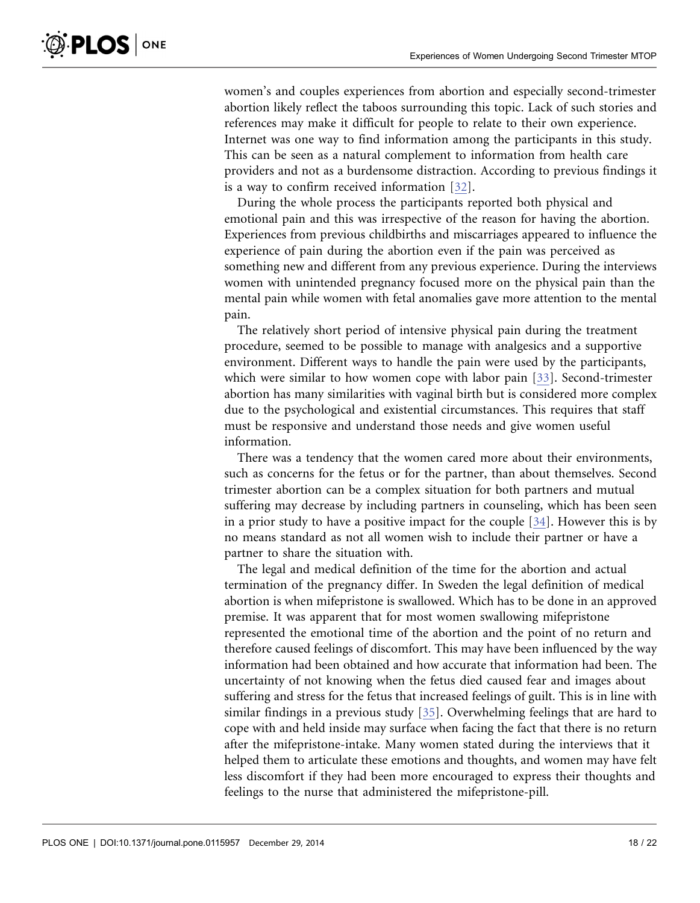women's and couples experiences from abortion and especially second-trimester abortion likely reflect the taboos surrounding this topic. Lack of such stories and references may make it difficult for people to relate to their own experience. Internet was one way to find information among the participants in this study. This can be seen as a natural complement to information from health care providers and not as a burdensome distraction. According to previous findings it is a way to confirm received information [32].

During the whole process the participants reported both physical and emotional pain and this was irrespective of the reason for having the abortion. Experiences from previous childbirths and miscarriages appeared to influence the experience of pain during the abortion even if the pain was perceived as something new and different from any previous experience. During the interviews women with unintended pregnancy focused more on the physical pain than the mental pain while women with fetal anomalies gave more attention to the mental pain.

The relatively short period of intensive physical pain during the treatment procedure, seemed to be possible to manage with analgesics and a supportive environment. Different ways to handle the pain were used by the participants, which were similar to how women cope with labor pain [33]. Second-trimester abortion has many similarities with vaginal birth but is considered more complex due to the psychological and existential circumstances. This requires that staff must be responsive and understand those needs and give women useful information.

There was a tendency that the women cared more about their environments, such as concerns for the fetus or for the partner, than about themselves. Second trimester abortion can be a complex situation for both partners and mutual suffering may decrease by including partners in counseling, which has been seen in a prior study to have a positive impact for the couple [34]. However this is by no means standard as not all women wish to include their partner or have a partner to share the situation with.

The legal and medical definition of the time for the abortion and actual termination of the pregnancy differ. In Sweden the legal definition of medical abortion is when mifepristone is swallowed. Which has to be done in an approved premise. It was apparent that for most women swallowing mifepristone represented the emotional time of the abortion and the point of no return and therefore caused feelings of discomfort. This may have been influenced by the way information had been obtained and how accurate that information had been. The uncertainty of not knowing when the fetus died caused fear and images about suffering and stress for the fetus that increased feelings of guilt. This is in line with similar findings in a previous study [35]. Overwhelming feelings that are hard to cope with and held inside may surface when facing the fact that there is no return after the mifepristone-intake. Many women stated during the interviews that it helped them to articulate these emotions and thoughts, and women may have felt less discomfort if they had been more encouraged to express their thoughts and feelings to the nurse that administered the mifepristone-pill.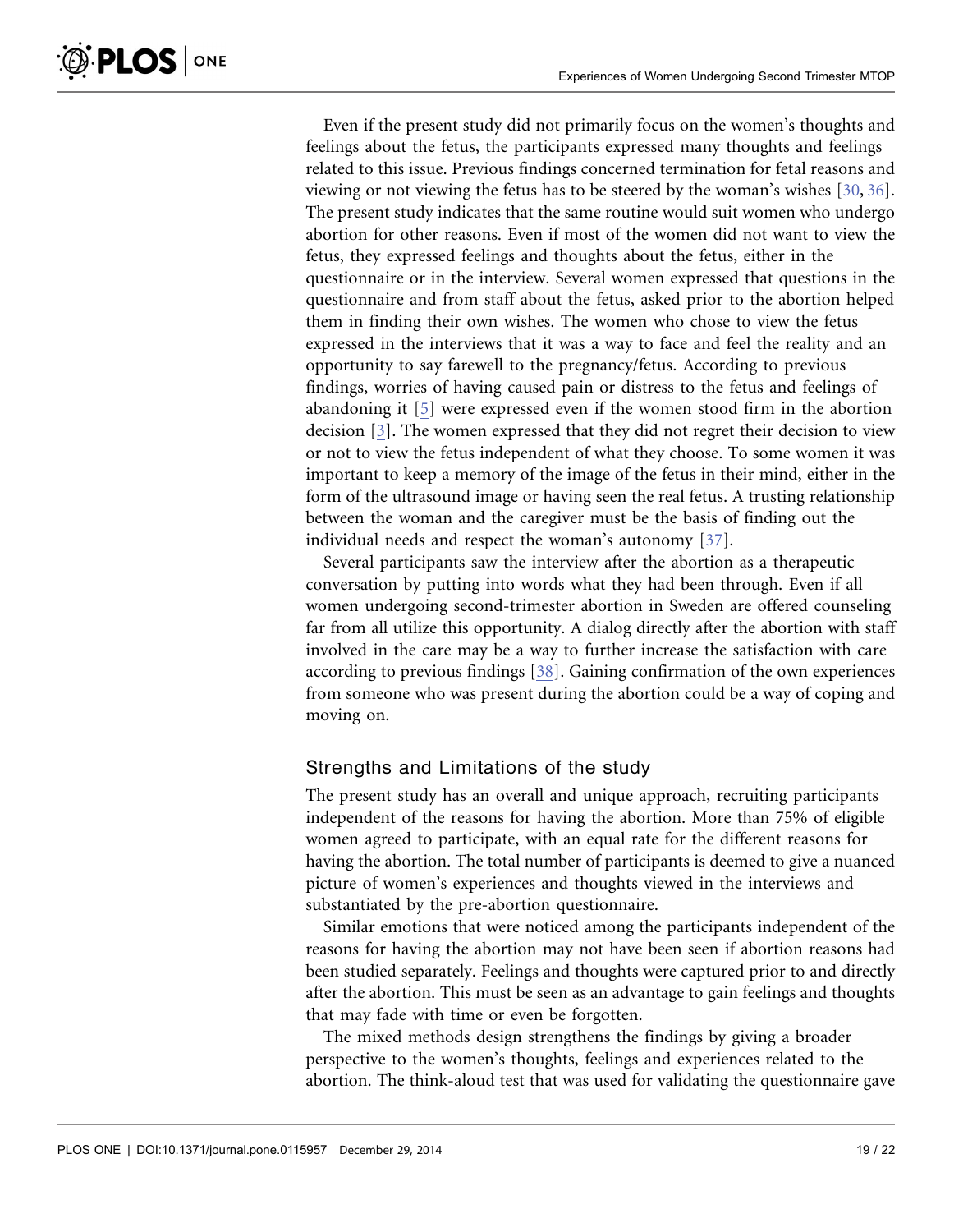Even if the present study did not primarily focus on the women's thoughts and feelings about the fetus, the participants expressed many thoughts and feelings related to this issue. Previous findings concerned termination for fetal reasons and viewing or not viewing the fetus has to be steered by the woman's wishes [30, 36]. The present study indicates that the same routine would suit women who undergo abortion for other reasons. Even if most of the women did not want to view the fetus, they expressed feelings and thoughts about the fetus, either in the questionnaire or in the interview. Several women expressed that questions in the questionnaire and from staff about the fetus, asked prior to the abortion helped them in finding their own wishes. The women who chose to view the fetus expressed in the interviews that it was a way to face and feel the reality and an opportunity to say farewell to the pregnancy/fetus. According to previous findings, worries of having caused pain or distress to the fetus and feelings of abandoning it [5] were expressed even if the women stood firm in the abortion decision [3]. The women expressed that they did not regret their decision to view or not to view the fetus independent of what they choose. To some women it was important to keep a memory of the image of the fetus in their mind, either in the form of the ultrasound image or having seen the real fetus. A trusting relationship between the woman and the caregiver must be the basis of finding out the individual needs and respect the woman's autonomy [37].

Several participants saw the interview after the abortion as a therapeutic conversation by putting into words what they had been through. Even if all women undergoing second-trimester abortion in Sweden are offered counseling far from all utilize this opportunity. A dialog directly after the abortion with staff involved in the care may be a way to further increase the satisfaction with care according to previous findings [38]. Gaining confirmation of the own experiences from someone who was present during the abortion could be a way of coping and moving on.

## Strengths and Limitations of the study

The present study has an overall and unique approach, recruiting participants independent of the reasons for having the abortion. More than 75% of eligible women agreed to participate, with an equal rate for the different reasons for having the abortion. The total number of participants is deemed to give a nuanced picture of women's experiences and thoughts viewed in the interviews and substantiated by the pre-abortion questionnaire.

Similar emotions that were noticed among the participants independent of the reasons for having the abortion may not have been seen if abortion reasons had been studied separately. Feelings and thoughts were captured prior to and directly after the abortion. This must be seen as an advantage to gain feelings and thoughts that may fade with time or even be forgotten.

The mixed methods design strengthens the findings by giving a broader perspective to the women's thoughts, feelings and experiences related to the abortion. The think-aloud test that was used for validating the questionnaire gave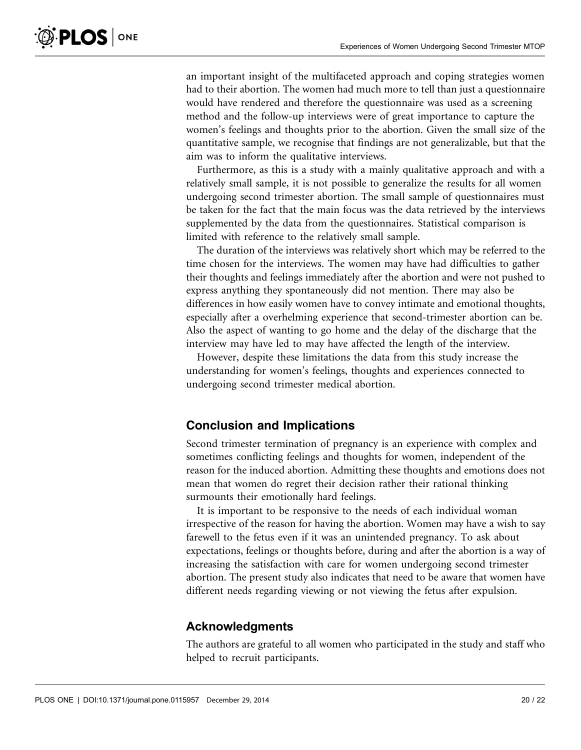an important insight of the multifaceted approach and coping strategies women had to their abortion. The women had much more to tell than just a questionnaire would have rendered and therefore the questionnaire was used as a screening method and the follow-up interviews were of great importance to capture the women's feelings and thoughts prior to the abortion. Given the small size of the quantitative sample, we recognise that findings are not generalizable, but that the aim was to inform the qualitative interviews.

Furthermore, as this is a study with a mainly qualitative approach and with a relatively small sample, it is not possible to generalize the results for all women undergoing second trimester abortion. The small sample of questionnaires must be taken for the fact that the main focus was the data retrieved by the interviews supplemented by the data from the questionnaires. Statistical comparison is limited with reference to the relatively small sample.

The duration of the interviews was relatively short which may be referred to the time chosen for the interviews. The women may have had difficulties to gather their thoughts and feelings immediately after the abortion and were not pushed to express anything they spontaneously did not mention. There may also be differences in how easily women have to convey intimate and emotional thoughts, especially after a overhelming experience that second-trimester abortion can be. Also the aspect of wanting to go home and the delay of the discharge that the interview may have led to may have affected the length of the interview.

However, despite these limitations the data from this study increase the understanding for women's feelings, thoughts and experiences connected to undergoing second trimester medical abortion.

## Conclusion and Implications

Second trimester termination of pregnancy is an experience with complex and sometimes conflicting feelings and thoughts for women, independent of the reason for the induced abortion. Admitting these thoughts and emotions does not mean that women do regret their decision rather their rational thinking surmounts their emotionally hard feelings.

It is important to be responsive to the needs of each individual woman irrespective of the reason for having the abortion. Women may have a wish to say farewell to the fetus even if it was an unintended pregnancy. To ask about expectations, feelings or thoughts before, during and after the abortion is a way of increasing the satisfaction with care for women undergoing second trimester abortion. The present study also indicates that need to be aware that women have different needs regarding viewing or not viewing the fetus after expulsion.

## Acknowledgments

The authors are grateful to all women who participated in the study and staff who helped to recruit participants.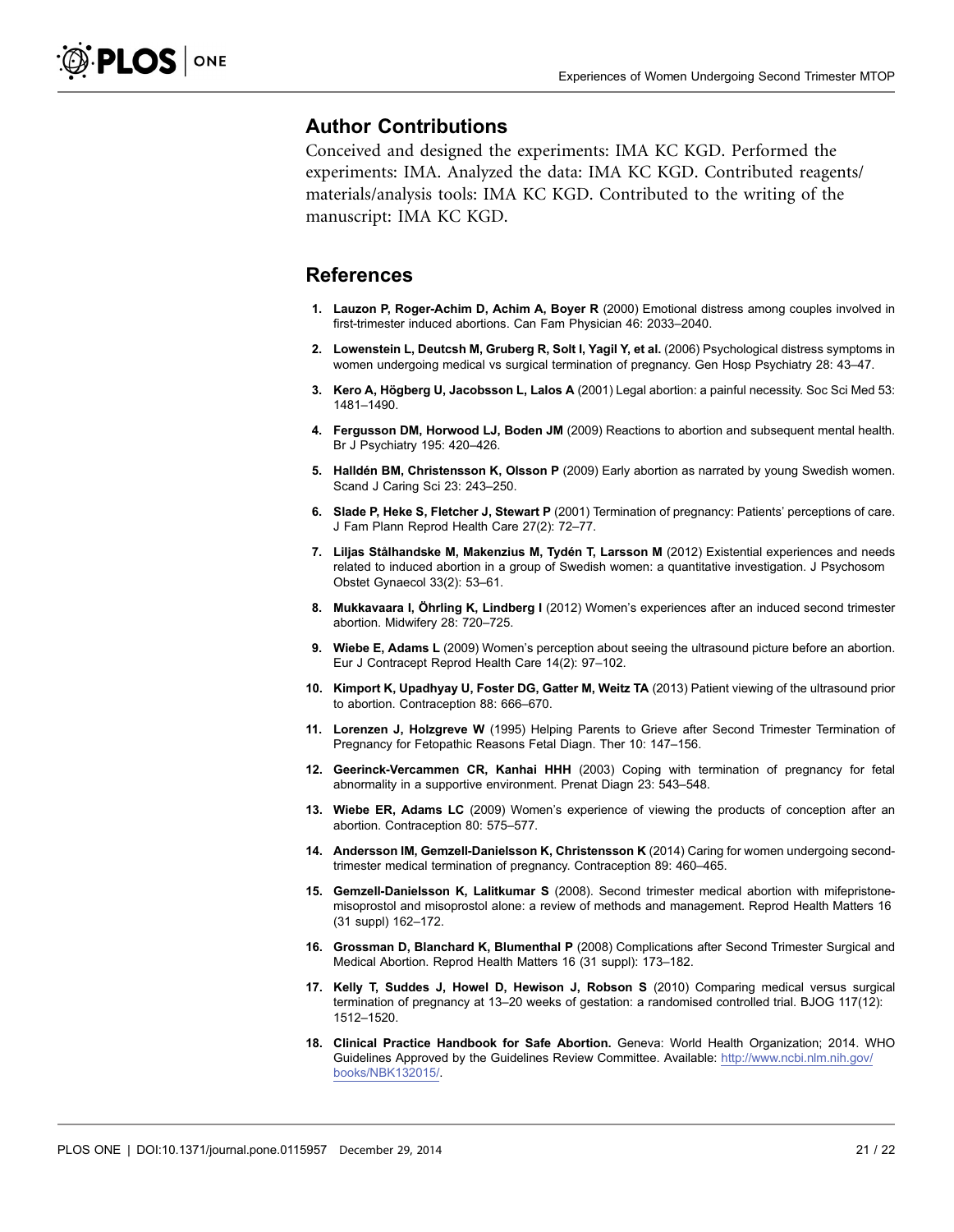## Author Contributions

Conceived and designed the experiments: IMA KC KGD. Performed the experiments: IMA. Analyzed the data: IMA KC KGD. Contributed reagents/materials/analysis tools: IMA KC KGD. Contributed to the writing of the manuscript: IMA KC KGD.

## References

1. **Lauzon P, Roger-Achim D, Achim A, Boyer R** (2000) Emotional distress among couples involved in first-trimester induced abortions. Can Fam Physician 46: 2033–2040.
2. **Lowenstein L, Deutcsh M, Gruberg R, Solt I, Yagil Y, et al.** (2006) Psychological distress symptoms in women undergoing medical vs surgical termination of pregnancy. Gen Hosp Psychiatry 28: 43–47.
3. **Kero A, Högberg U, Jacobsson L, Lalos A** (2001) Legal abortion: a painful necessity. Soc Sci Med 53: 1481–1490.
4. **Fergusson DM, Horwood LJ, Boden JM** (2009) Reactions to abortion and subsequent mental health. Br J Psychiatry 195: 420–426.
5. **Halldén BM, Christensson K, Olsson P** (2009) Early abortion as narrated by young Swedish women. Scand J Caring Sci 23: 243–250.
6. **Slade P, Heke S, Fletcher J, Stewart P** (2001) Termination of pregnancy: Patients' perceptions of care. J Fam Plann Reprod Health Care 27(2): 72–77.
7. **Liljas Stålhandske M, Makenzius M, Tydén T, Larsson M** (2012) Existential experiences and needs related to induced abortion in a group of Swedish women: a quantitative investigation. J Psychosom Obstet Gynaecol 33(2): 53–61.
8. **Mukkavaara I, Öhrling K, Lindberg I** (2012) Women's experiences after an induced second trimester abortion. Midwifery 28: 720–725.
9. **Wiebe E, Adams L** (2009) Women's perception about seeing the ultrasound picture before an abortion. Eur J Contracept Reprod Health Care 14(2): 97–102.
10. **Kimport K, Upadhyay U, Foster DG, Gatter M, Weitz TA** (2013) Patient viewing of the ultrasound prior to abortion. Contraception 88: 666–670.
11. **Lorenzen J, Holzgreve W** (1995) Helping Parents to Grieve after Second Trimester Termination of Pregnancy for Fetopathic Reasons Fetal Diagn. Ther 10: 147–156.
12. **Geerinck-Vercammen CR, Kanhai HHH** (2003) Coping with termination of pregnancy for fetal abnormality in a supportive environment. Prenat Diagn 23: 543–548.
13. **Wiebe ER, Adams LC** (2009) Women's experience of viewing the products of conception after an abortion. Contraception 80: 575–577.
14. **Andersson IM, Gemzell-Danielsson K, Christensson K** (2014) Caring for women undergoing second-trimester medical termination of pregnancy. Contraception 89: 460–465.
15. **Gemzell-Danielsson K, Lalitkumar S** (2008). Second trimester medical abortion with mifepristone-misoprostol and misoprostol alone: a review of methods and management. Reprod Health Matters 16 (31 suppl) 162–172.
16. **Grossman D, Blanchard K, Blumenthal P** (2008) Complications after Second Trimester Surgical and Medical Abortion. Reprod Health Matters 16 (31 suppl): 173–182.
17. **Kelly T, Suddes J, Howel D, Hewison J, Robson S** (2010) Comparing medical versus surgical termination of pregnancy at 13–20 weeks of gestation: a randomised controlled trial. BJOG 117(12): 1512–1520.
18. **Clinical Practice Handbook for Safe Abortion.** Geneva: World Health Organization; 2014. WHO Guidelines Approved by the Guidelines Review Committee. Available: http://www.ncbi.nlm.nih.gov/books/NBK132015/.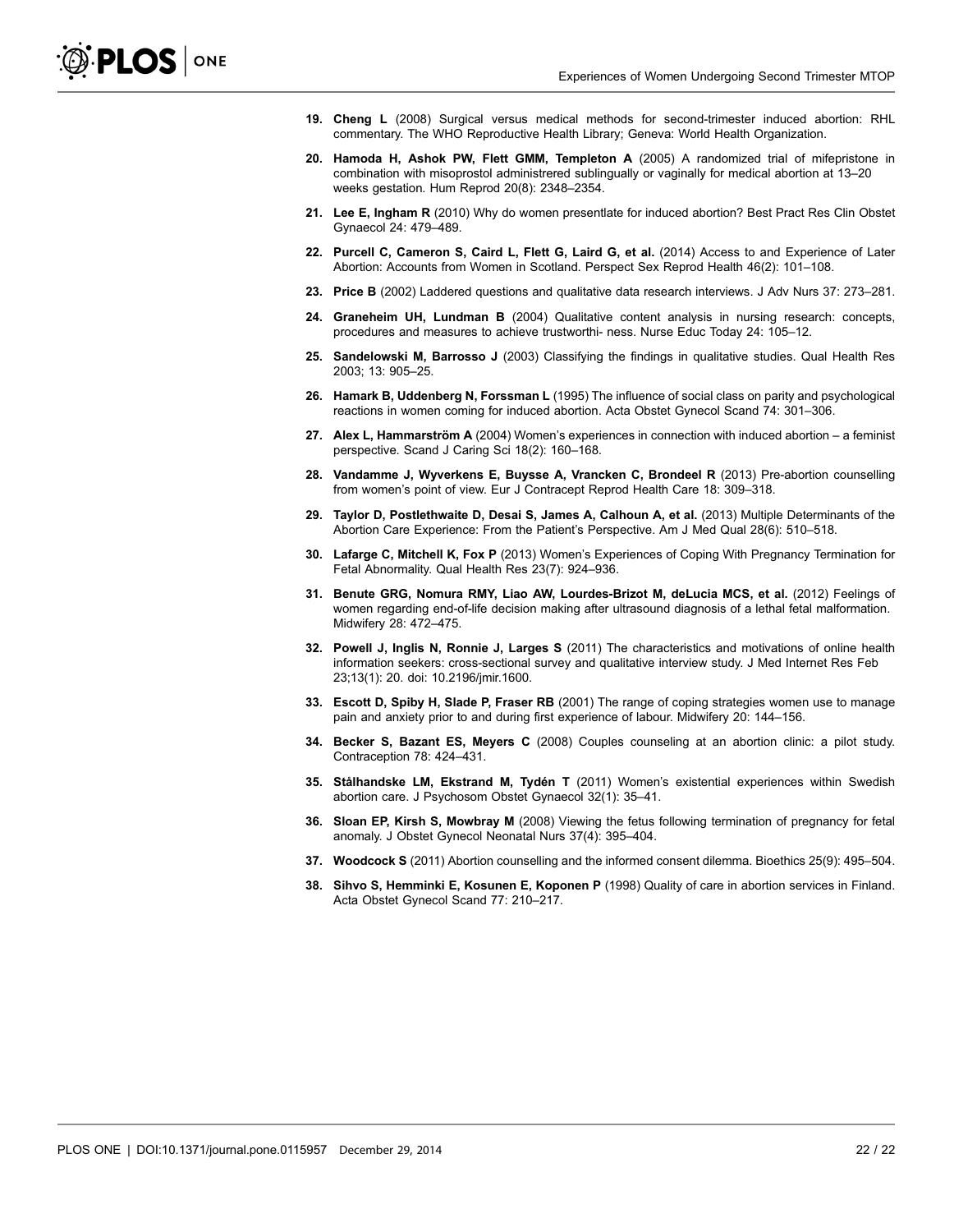19. **Cheng L** (2008) Surgical versus medical methods for second-trimester induced abortion: RHL commentary. The WHO Reproductive Health Library; Geneva: World Health Organization.
20. **Hamoda H, Ashok PW, Flett GMM, Templeton A** (2005) A randomized trial of mifepristone in combination with misoprostol administrered sublingually or vaginally for medical abortion at 13–20 weeks gestation. Hum Reprod 20(8): 2348–2354.
21. **Lee E, Ingham R** (2010) Why do women presentlate for induced abortion? Best Pract Res Clin Obstet Gynaecol 24: 479–489.
22. **Purcell C, Cameron S, Caird L, Flett G, Laird G, et al.** (2014) Access to and Experience of Later Abortion: Accounts from Women in Scotland. Perspect Sex Reprod Health 46(2): 101–108.
23. **Price B** (2002) Laddered questions and qualitative data research interviews. J Adv Nurs 37: 273–281.
24. **Graneheim UH, Lundman B** (2004) Qualitative content analysis in nursing research: concepts, procedures and measures to achieve trustworthi- ness. Nurse Educ Today 24: 105–12.
25. **Sandelowski M, Barrosso J** (2003) Classifying the findings in qualitative studies. Qual Health Res 2003; 13: 905–25.
26. **Hamark B, Uddenberg N, Forssman L** (1995) The influence of social class on parity and psychological reactions in women coming for induced abortion. Acta Obstet Gynecol Scand 74: 301–306.
27. **Alex L, Hammarström A** (2004) Women's experiences in connection with induced abortion – a feminist perspective. Scand J Caring Sci 18(2): 160–168.
28. **Vandamme J, Wyverkens E, Buysse A, Vrancken C, Brondeel R** (2013) Pre-abortion counselling from women's point of view. Eur J Contracept Reprod Health Care 18: 309–318.
29. **Taylor D, Postlethwaite D, Desai S, James A, Calhoun A, et al.** (2013) Multiple Determinants of the Abortion Care Experience: From the Patient's Perspective. Am J Med Qual 28(6): 510–518.
30. **Lafarge C, Mitchell K, Fox P** (2013) Women's Experiences of Coping With Pregnancy Termination for Fetal Abnormality. Qual Health Res 23(7): 924–936.
31. **Benute GRG, Nomura RMY, Liao AW, Lourdes-Brizot M, deLucia MCS, et al.** (2012) Feelings of women regarding end-of-life decision making after ultrasound diagnosis of a lethal fetal malformation. Midwifery 28: 472–475.
32. **Powell J, Inglis N, Ronnie J, Larges S** (2011) The characteristics and motivations of online health information seekers: cross-sectional survey and qualitative interview study. J Med Internet Res Feb 23;13(1): 20. doi: 10.2196/jmir.1600.
33. **Escott D, Spiby H, Slade P, Fraser RB** (2001) The range of coping strategies women use to manage pain and anxiety prior to and during first experience of labour. Midwifery 20: 144–156.
34. **Becker S, Bazant ES, Meyers C** (2008) Couples counseling at an abortion clinic: a pilot study. Contraception 78: 424–431.
35. **Stålhandske LM, Ekstrand M, Tydén T** (2011) Women's existential experiences within Swedish abortion care. J Psychosom Obstet Gynaecol 32(1): 35–41.
36. **Sloan EP, Kirsh S, Mowbray M** (2008) Viewing the fetus following termination of pregnancy for fetal anomaly. J Obstet Gynecol Neonatal Nurs 37(4): 395–404.
37. **Woodcock S** (2011) Abortion counselling and the informed consent dilemma. Bioethics 25(9): 495–504.
38. **Sihvo S, Hemminki E, Kosunen E, Koponen P** (1998) Quality of care in abortion services in Finland. Acta Obstet Gynecol Scand 77: 210–217.